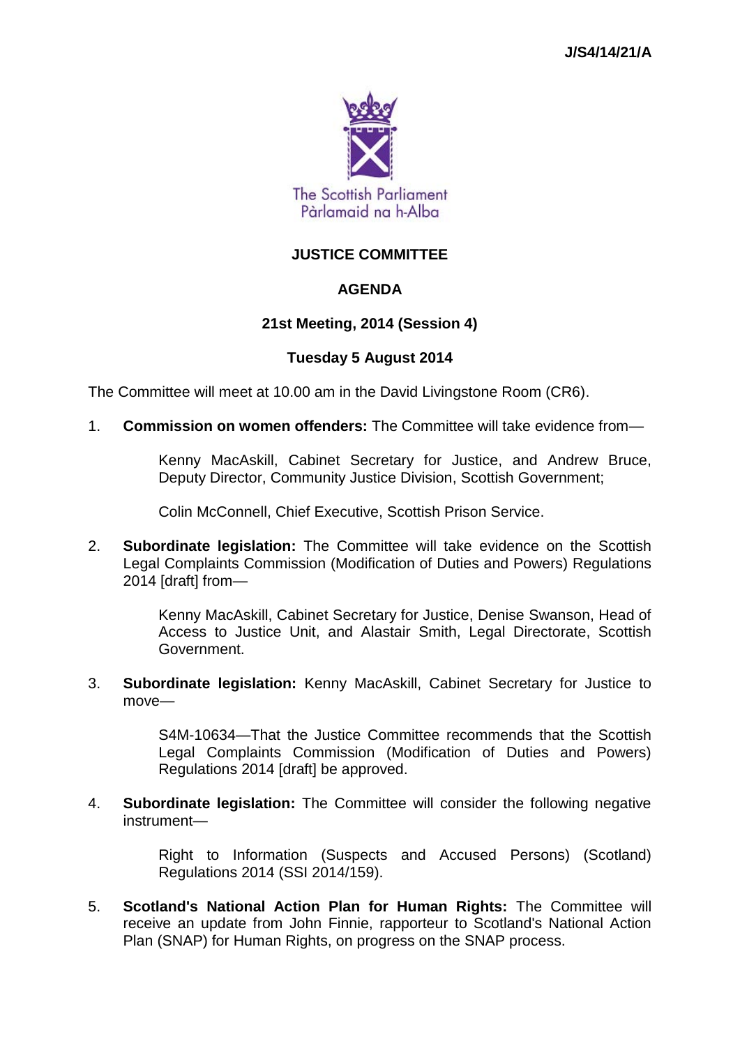J/S4/14/21/A

The Scottish Parliament
Pàrlamaid na h-Alba

# JUSTICE COMMITTEE

## AGENDA

### 21st Meeting, 2014 (Session 4)

### Tuesday 5 August 2014

The Committee will meet at 10.00 am in the David Livingstone Room (CR6).

1. **Commission on women offenders:** The Committee will take evidence from—

   Kenny MacAskill, Cabinet Secretary for Justice, and Andrew Bruce, Deputy Director, Community Justice Division, Scottish Government;

   Colin McConnell, Chief Executive, Scottish Prison Service.

2. **Subordinate legislation:** The Committee will take evidence on the Scottish Legal Complaints Commission (Modification of Duties and Powers) Regulations 2014 [draft] from—

   Kenny MacAskill, Cabinet Secretary for Justice, Denise Swanson, Head of Access to Justice Unit, and Alastair Smith, Legal Directorate, Scottish Government.

3. **Subordinate legislation:** Kenny MacAskill, Cabinet Secretary for Justice to move—

   S4M-10634—That the Justice Committee recommends that the Scottish Legal Complaints Commission (Modification of Duties and Powers) Regulations 2014 [draft] be approved.

4. **Subordinate legislation:** The Committee will consider the following negative instrument—

   Right to Information (Suspects and Accused Persons) (Scotland) Regulations 2014 (SSI 2014/159).

5. **Scotland's National Action Plan for Human Rights:** The Committee will receive an update from John Finnie, rapporteur to Scotland's National Action Plan (SNAP) for Human Rights, on progress on the SNAP process.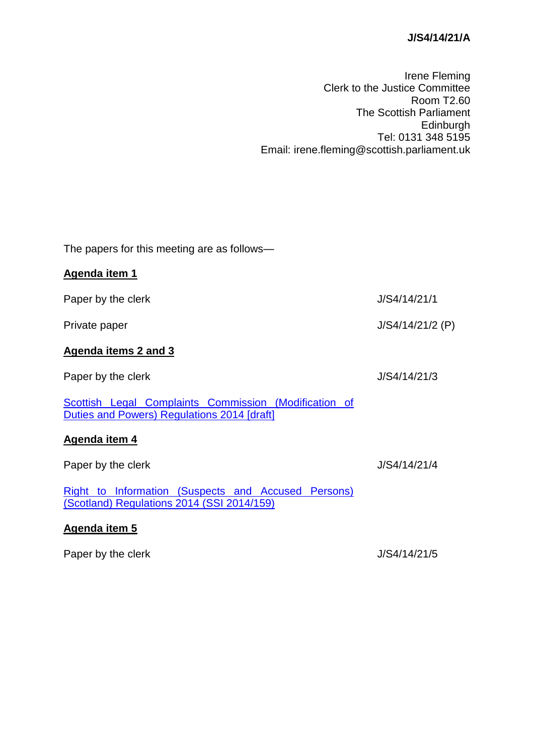**J/S4/14/21/A**

Irene Fleming
Clerk to the Justice Committee
Room T2.60
The Scottish Parliament
Edinburgh
Tel: 0131 348 5195
Email: irene.fleming@scottish.parliament.uk

The papers for this meeting are as follows—

**Agenda item 1**

| | |
|---|---|
| Paper by the clerk | J/S4/14/21/1 |
| Private paper | J/S4/14/21/2 (P) |

**Agenda items 2 and 3**

| | |
|---|---|
| Paper by the clerk | J/S4/14/21/3 |

Scottish Legal Complaints Commission (Modification of Duties and Powers) Regulations 2014 [draft]

**Agenda item 4**

| | |
|---|---|
| Paper by the clerk | J/S4/14/21/4 |

Right to Information (Suspects and Accused Persons) (Scotland) Regulations 2014 (SSI 2014/159)

**Agenda item 5**

| | |
|---|---|
| Paper by the clerk | J/S4/14/21/5 |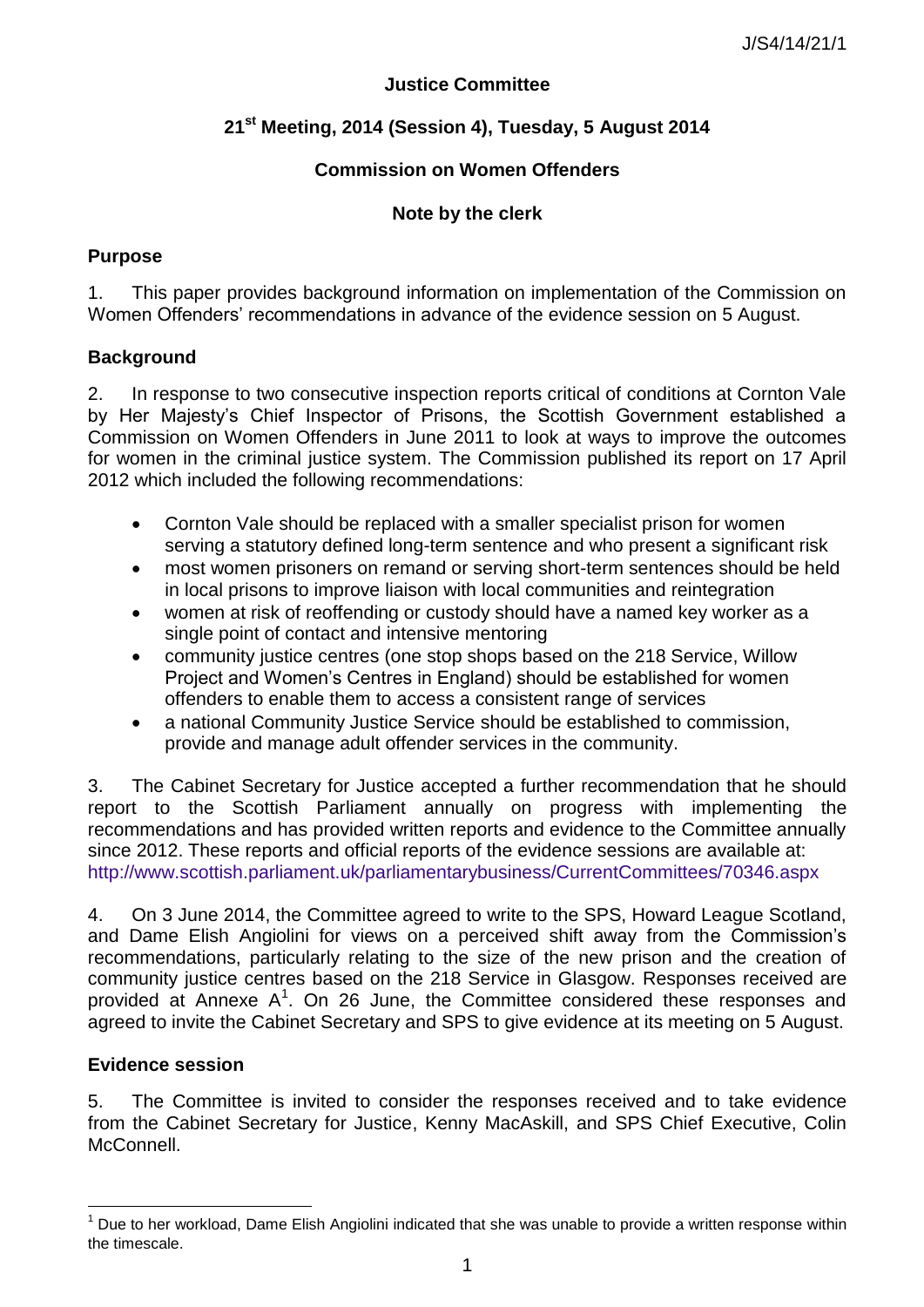J/S4/14/21/1

**Justice Committee**

**21st Meeting, 2014 (Session 4), Tuesday, 5 August 2014**

**Commission on Women Offenders**

**Note by the clerk**

## Purpose

1. This paper provides background information on implementation of the Commission on Women Offenders' recommendations in advance of the evidence session on 5 August.

## Background

2. In response to two consecutive inspection reports critical of conditions at Cornton Vale by Her Majesty's Chief Inspector of Prisons, the Scottish Government established a Commission on Women Offenders in June 2011 to look at ways to improve the outcomes for women in the criminal justice system. The Commission published its report on 17 April 2012 which included the following recommendations:

- Cornton Vale should be replaced with a smaller specialist prison for women serving a statutory defined long-term sentence and who present a significant risk
- most women prisoners on remand or serving short-term sentences should be held in local prisons to improve liaison with local communities and reintegration
- women at risk of reoffending or custody should have a named key worker as a single point of contact and intensive mentoring
- community justice centres (one stop shops based on the 218 Service, Willow Project and Women's Centres in England) should be established for women offenders to enable them to access a consistent range of services
- a national Community Justice Service should be established to commission, provide and manage adult offender services in the community.

3. The Cabinet Secretary for Justice accepted a further recommendation that he should report to the Scottish Parliament annually on progress with implementing the recommendations and has provided written reports and evidence to the Committee annually since 2012. These reports and official reports of the evidence sessions are available at: http://www.scottish.parliament.uk/parliamentarybusiness/CurrentCommittees/70346.aspx

4. On 3 June 2014, the Committee agreed to write to the SPS, Howard League Scotland, and Dame Elish Angiolini for views on a perceived shift away from the Commission's recommendations, particularly relating to the size of the new prison and the creation of community justice centres based on the 218 Service in Glasgow. Responses received are provided at Annexe A[1]. On 26 June, the Committee considered these responses and agreed to invite the Cabinet Secretary and SPS to give evidence at its meeting on 5 August.

## Evidence session

5. The Committee is invited to consider the responses received and to take evidence from the Cabinet Secretary for Justice, Kenny MacAskill, and SPS Chief Executive, Colin McConnell.

[1] Due to her workload, Dame Elish Angiolini indicated that she was unable to provide a written response within the timescale.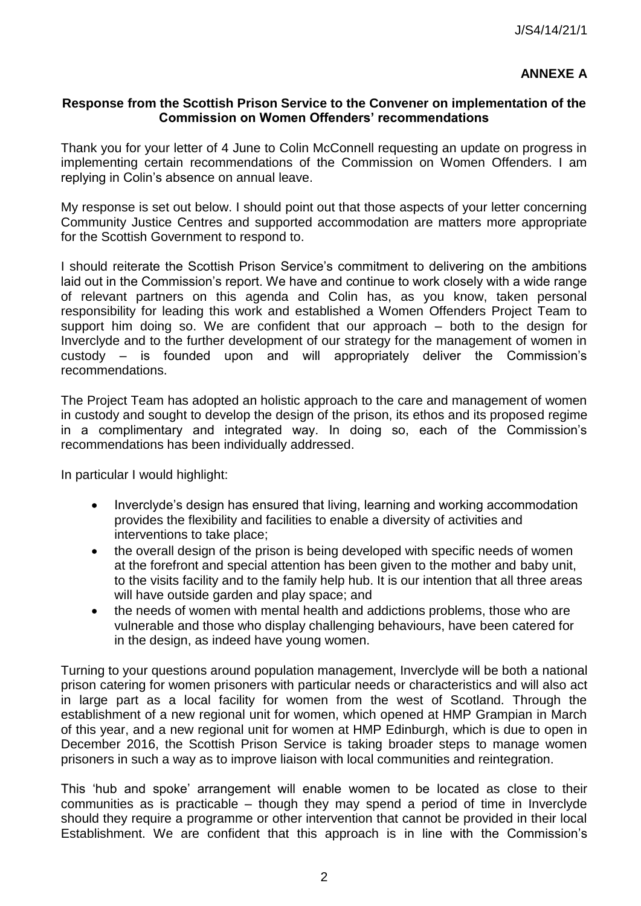## ANNEXE A

**Response from the Scottish Prison Service to the Convener on implementation of the Commission on Women Offenders' recommendations**

Thank you for your letter of 4 June to Colin McConnell requesting an update on progress in implementing certain recommendations of the Commission on Women Offenders. I am replying in Colin's absence on annual leave.

My response is set out below. I should point out that those aspects of your letter concerning Community Justice Centres and supported accommodation are matters more appropriate for the Scottish Government to respond to.

I should reiterate the Scottish Prison Service's commitment to delivering on the ambitions laid out in the Commission's report. We have and continue to work closely with a wide range of relevant partners on this agenda and Colin has, as you know, taken personal responsibility for leading this work and established a Women Offenders Project Team to support him doing so. We are confident that our approach – both to the design for Inverclyde and to the further development of our strategy for the management of women in custody – is founded upon and will appropriately deliver the Commission's recommendations.

The Project Team has adopted an holistic approach to the care and management of women in custody and sought to develop the design of the prison, its ethos and its proposed regime in a complimentary and integrated way. In doing so, each of the Commission's recommendations has been individually addressed.

In particular I would highlight:

- Inverclyde's design has ensured that living, learning and working accommodation provides the flexibility and facilities to enable a diversity of activities and interventions to take place;
- the overall design of the prison is being developed with specific needs of women at the forefront and special attention has been given to the mother and baby unit, to the visits facility and to the family help hub. It is our intention that all three areas will have outside garden and play space; and
- the needs of women with mental health and addictions problems, those who are vulnerable and those who display challenging behaviours, have been catered for in the design, as indeed have young women.

Turning to your questions around population management, Inverclyde will be both a national prison catering for women prisoners with particular needs or characteristics and will also act in large part as a local facility for women from the west of Scotland. Through the establishment of a new regional unit for women, which opened at HMP Grampian in March of this year, and a new regional unit for women at HMP Edinburgh, which is due to open in December 2016, the Scottish Prison Service is taking broader steps to manage women prisoners in such a way as to improve liaison with local communities and reintegration.

This 'hub and spoke' arrangement will enable women to be located as close to their communities as is practicable – though they may spend a period of time in Inverclyde should they require a programme or other intervention that cannot be provided in their local Establishment. We are confident that this approach is in line with the Commission's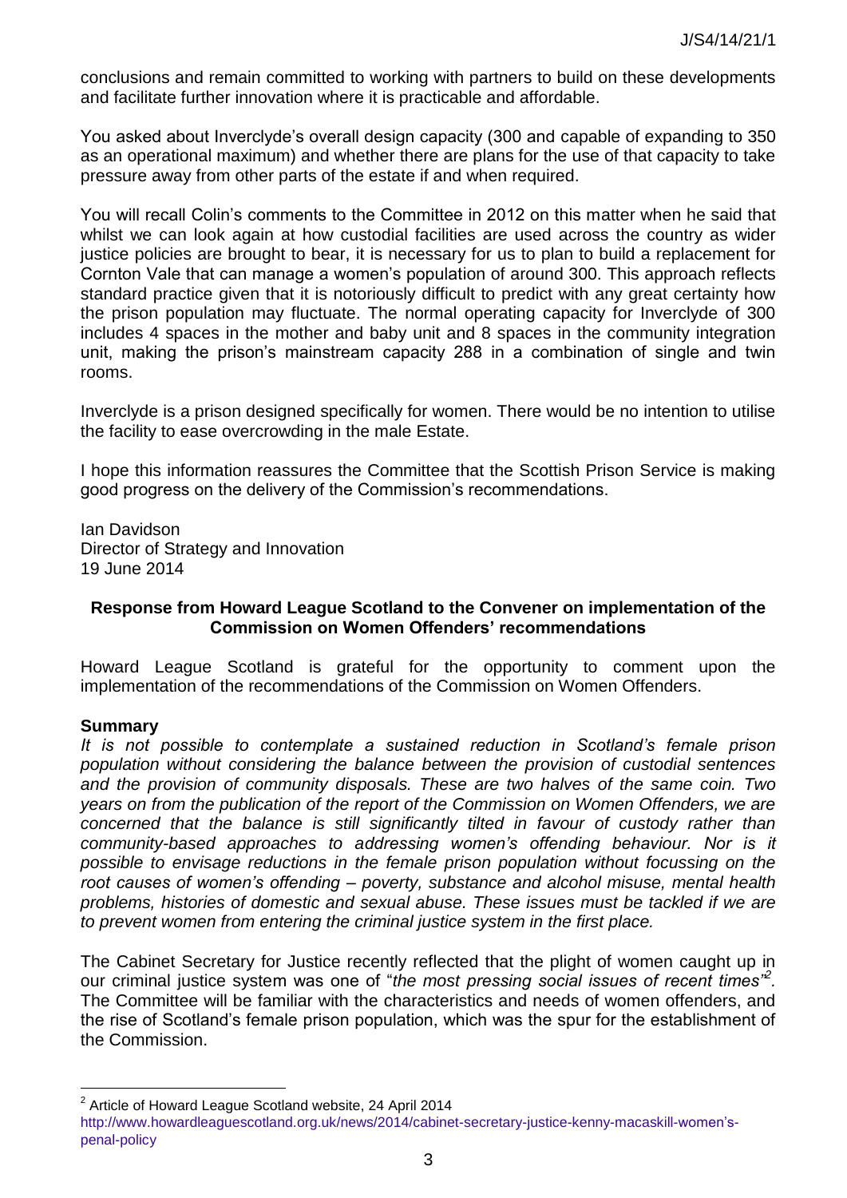conclusions and remain committed to working with partners to build on these developments and facilitate further innovation where it is practicable and affordable.

You asked about Inverclyde's overall design capacity (300 and capable of expanding to 350 as an operational maximum) and whether there are plans for the use of that capacity to take pressure away from other parts of the estate if and when required.

You will recall Colin's comments to the Committee in 2012 on this matter when he said that whilst we can look again at how custodial facilities are used across the country as wider justice policies are brought to bear, it is necessary for us to plan to build a replacement for Cornton Vale that can manage a women's population of around 300. This approach reflects standard practice given that it is notoriously difficult to predict with any great certainty how the prison population may fluctuate. The normal operating capacity for Inverclyde of 300 includes 4 spaces in the mother and baby unit and 8 spaces in the community integration unit, making the prison's mainstream capacity 288 in a combination of single and twin rooms.

Inverclyde is a prison designed specifically for women. There would be no intention to utilise the facility to ease overcrowding in the male Estate.

I hope this information reassures the Committee that the Scottish Prison Service is making good progress on the delivery of the Commission's recommendations.

Ian Davidson
Director of Strategy and Innovation
19 June 2014

## Response from Howard League Scotland to the Convener on implementation of the Commission on Women Offenders' recommendations

Howard League Scotland is grateful for the opportunity to comment upon the implementation of the recommendations of the Commission on Women Offenders.

### Summary

*It is not possible to contemplate a sustained reduction in Scotland's female prison population without considering the balance between the provision of custodial sentences and the provision of community disposals. These are two halves of the same coin. Two years on from the publication of the report of the Commission on Women Offenders, we are concerned that the balance is still significantly tilted in favour of custody rather than community-based approaches to addressing women's offending behaviour. Nor is it possible to envisage reductions in the female prison population without focussing on the root causes of women's offending – poverty, substance and alcohol misuse, mental health problems, histories of domestic and sexual abuse. These issues must be tackled if we are to prevent women from entering the criminal justice system in the first place.*

The Cabinet Secretary for Justice recently reflected that the plight of women caught up in our criminal justice system was one of "*the most pressing social issues of recent times*"[2]. The Committee will be familiar with the characteristics and needs of women offenders, and the rise of Scotland's female prison population, which was the spur for the establishment of the Commission.

[2] Article of Howard League Scotland website, 24 April 2014
http://www.howardleaguescotland.org.uk/news/2014/cabinet-secretary-justice-kenny-macaskill-women's-penal-policy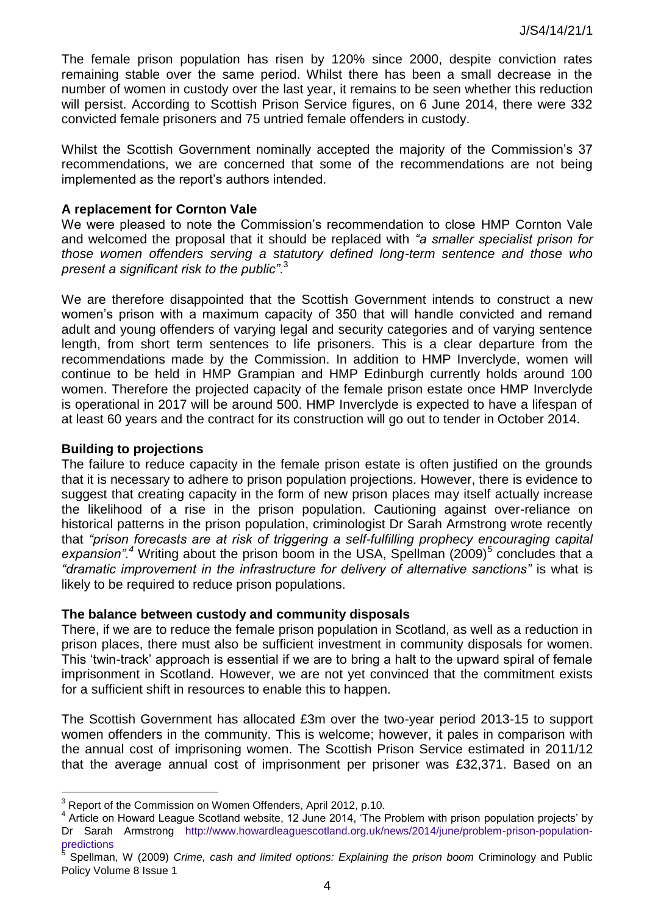The female prison population has risen by 120% since 2000, despite conviction rates remaining stable over the same period. Whilst there has been a small decrease in the number of women in custody over the last year, it remains to be seen whether this reduction will persist. According to Scottish Prison Service figures, on 6 June 2014, there were 332 convicted female prisoners and 75 untried female offenders in custody.

Whilst the Scottish Government nominally accepted the majority of the Commission's 37 recommendations, we are concerned that some of the recommendations are not being implemented as the report's authors intended.

**A replacement for Cornton Vale**

We were pleased to note the Commission's recommendation to close HMP Cornton Vale and welcomed the proposal that it should be replaced with *"a smaller specialist prison for those women offenders serving a statutory defined long-term sentence and those who present a significant risk to the public"*.[3]

We are therefore disappointed that the Scottish Government intends to construct a new women's prison with a maximum capacity of 350 that will handle convicted and remand adult and young offenders of varying legal and security categories and of varying sentence length, from short term sentences to life prisoners. This is a clear departure from the recommendations made by the Commission. In addition to HMP Inverclyde, women will continue to be held in HMP Grampian and HMP Edinburgh currently holds around 100 women. Therefore the projected capacity of the female prison estate once HMP Inverclyde is operational in 2017 will be around 500. HMP Inverclyde is expected to have a lifespan of at least 60 years and the contract for its construction will go out to tender in October 2014.

**Building to projections**

The failure to reduce capacity in the female prison estate is often justified on the grounds that it is necessary to adhere to prison population projections. However, there is evidence to suggest that creating capacity in the form of new prison places may itself actually increase the likelihood of a rise in the prison population. Cautioning against over-reliance on historical patterns in the prison population, criminologist Dr Sarah Armstrong wrote recently that *"prison forecasts are at risk of triggering a self-fulfilling prophecy encouraging capital expansion".*[4] Writing about the prison boom in the USA, Spellman (2009)[5] concludes that a *"dramatic improvement in the infrastructure for delivery of alternative sanctions"* is what is likely to be required to reduce prison populations.

**The balance between custody and community disposals**

There, if we are to reduce the female prison population in Scotland, as well as a reduction in prison places, there must also be sufficient investment in community disposals for women. This 'twin-track' approach is essential if we are to bring a halt to the upward spiral of female imprisonment in Scotland. However, we are not yet convinced that the commitment exists for a sufficient shift in resources to enable this to happen.

The Scottish Government has allocated £3m over the two-year period 2013-15 to support women offenders in the community. This is welcome; however, it pales in comparison with the annual cost of imprisoning women. The Scottish Prison Service estimated in 2011/12 that the average annual cost of imprisonment per prisoner was £32,371. Based on an

---

[3] Report of the Commission on Women Offenders, April 2012, p.10.

[4] Article on Howard League Scotland website, 12 June 2014, 'The Problem with prison population projects' by Dr Sarah Armstrong http://www.howardleaguescotland.org.uk/news/2014/june/problem-prison-population-predictions

[5] Spellman, W (2009) *Crime, cash and limited options: Explaining the prison boom* Criminology and Public Policy Volume 8 Issue 1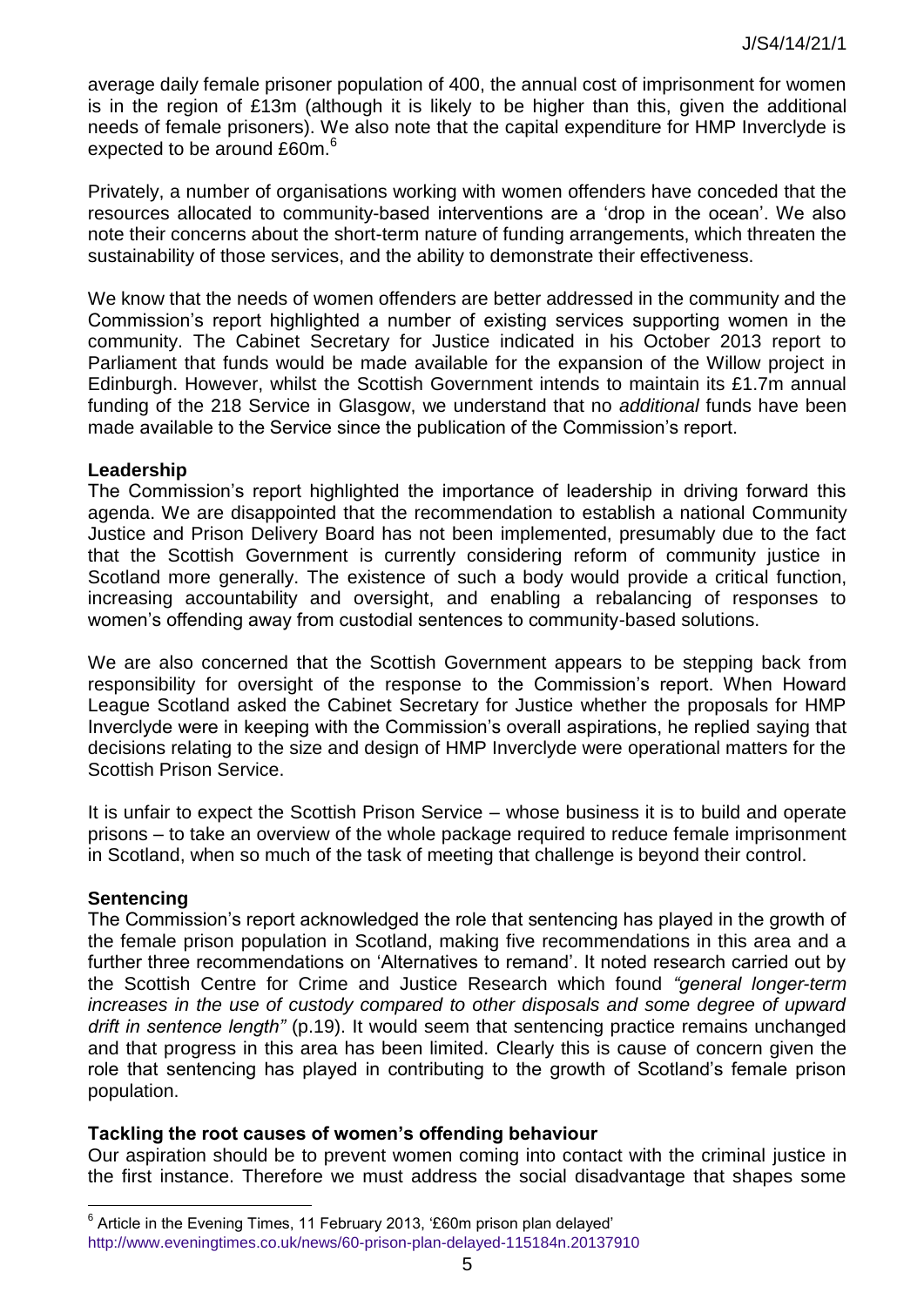average daily female prisoner population of 400, the annual cost of imprisonment for women is in the region of £13m (although it is likely to be higher than this, given the additional needs of female prisoners). We also note that the capital expenditure for HMP Inverclyde is expected to be around £60m.[6]

Privately, a number of organisations working with women offenders have conceded that the resources allocated to community-based interventions are a 'drop in the ocean'. We also note their concerns about the short-term nature of funding arrangements, which threaten the sustainability of those services, and the ability to demonstrate their effectiveness.

We know that the needs of women offenders are better addressed in the community and the Commission's report highlighted a number of existing services supporting women in the community. The Cabinet Secretary for Justice indicated in his October 2013 report to Parliament that funds would be made available for the expansion of the Willow project in Edinburgh. However, whilst the Scottish Government intends to maintain its £1.7m annual funding of the 218 Service in Glasgow, we understand that no *additional* funds have been made available to the Service since the publication of the Commission's report.

**Leadership**

The Commission's report highlighted the importance of leadership in driving forward this agenda. We are disappointed that the recommendation to establish a national Community Justice and Prison Delivery Board has not been implemented, presumably due to the fact that the Scottish Government is currently considering reform of community justice in Scotland more generally. The existence of such a body would provide a critical function, increasing accountability and oversight, and enabling a rebalancing of responses to women's offending away from custodial sentences to community-based solutions.

We are also concerned that the Scottish Government appears to be stepping back from responsibility for oversight of the response to the Commission's report. When Howard League Scotland asked the Cabinet Secretary for Justice whether the proposals for HMP Inverclyde were in keeping with the Commission's overall aspirations, he replied saying that decisions relating to the size and design of HMP Inverclyde were operational matters for the Scottish Prison Service.

It is unfair to expect the Scottish Prison Service – whose business it is to build and operate prisons – to take an overview of the whole package required to reduce female imprisonment in Scotland, when so much of the task of meeting that challenge is beyond their control.

**Sentencing**

The Commission's report acknowledged the role that sentencing has played in the growth of the female prison population in Scotland, making five recommendations in this area and a further three recommendations on 'Alternatives to remand'. It noted research carried out by the Scottish Centre for Crime and Justice Research which found *"general longer-term increases in the use of custody compared to other disposals and some degree of upward drift in sentence length"* (p.19). It would seem that sentencing practice remains unchanged and that progress in this area has been limited. Clearly this is cause of concern given the role that sentencing has played in contributing to the growth of Scotland's female prison population.

**Tackling the root causes of women's offending behaviour**

Our aspiration should be to prevent women coming into contact with the criminal justice in the first instance. Therefore we must address the social disadvantage that shapes some

[6] Article in the Evening Times, 11 February 2013, '£60m prison plan delayed' http://www.eveningtimes.co.uk/news/60-prison-plan-delayed-115184n.20137910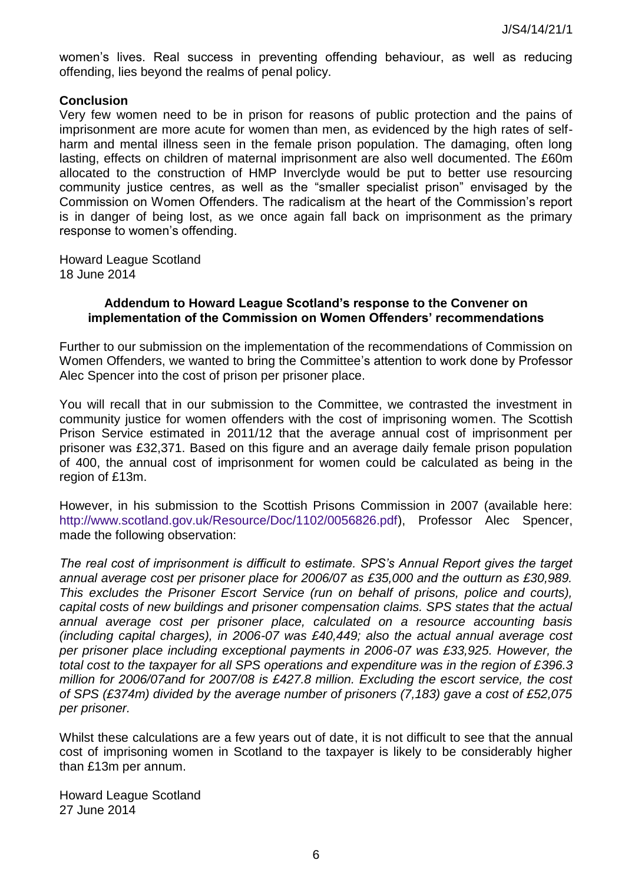women's lives. Real success in preventing offending behaviour, as well as reducing offending, lies beyond the realms of penal policy.

**Conclusion**

Very few women need to be in prison for reasons of public protection and the pains of imprisonment are more acute for women than men, as evidenced by the high rates of self-harm and mental illness seen in the female prison population. The damaging, often long lasting, effects on children of maternal imprisonment are also well documented. The £60m allocated to the construction of HMP Inverclyde would be put to better use resourcing community justice centres, as well as the "smaller specialist prison" envisaged by the Commission on Women Offenders. The radicalism at the heart of the Commission's report is in danger of being lost, as we once again fall back on imprisonment as the primary response to women's offending.

Howard League Scotland
18 June 2014

**Addendum to Howard League Scotland's response to the Convener on implementation of the Commission on Women Offenders' recommendations**

Further to our submission on the implementation of the recommendations of Commission on Women Offenders, we wanted to bring the Committee's attention to work done by Professor Alec Spencer into the cost of prison per prisoner place.

You will recall that in our submission to the Committee, we contrasted the investment in community justice for women offenders with the cost of imprisoning women. The Scottish Prison Service estimated in 2011/12 that the average annual cost of imprisonment per prisoner was £32,371. Based on this figure and an average daily female prison population of 400, the annual cost of imprisonment for women could be calculated as being in the region of £13m.

However, in his submission to the Scottish Prisons Commission in 2007 (available here: http://www.scotland.gov.uk/Resource/Doc/1102/0056826.pdf), Professor Alec Spencer, made the following observation:

*The real cost of imprisonment is difficult to estimate. SPS's Annual Report gives the target annual average cost per prisoner place for 2006/07 as £35,000 and the outturn as £30,989. This excludes the Prisoner Escort Service (run on behalf of prisons, police and courts), capital costs of new buildings and prisoner compensation claims. SPS states that the actual annual average cost per prisoner place, calculated on a resource accounting basis (including capital charges), in 2006-07 was £40,449; also the actual annual average cost per prisoner place including exceptional payments in 2006-07 was £33,925. However, the total cost to the taxpayer for all SPS operations and expenditure was in the region of £396.3 million for 2006/07and for 2007/08 is £427.8 million. Excluding the escort service, the cost of SPS (£374m) divided by the average number of prisoners (7,183) gave a cost of £52,075 per prisoner.*

Whilst these calculations are a few years out of date, it is not difficult to see that the annual cost of imprisoning women in Scotland to the taxpayer is likely to be considerably higher than £13m per annum.

Howard League Scotland
27 June 2014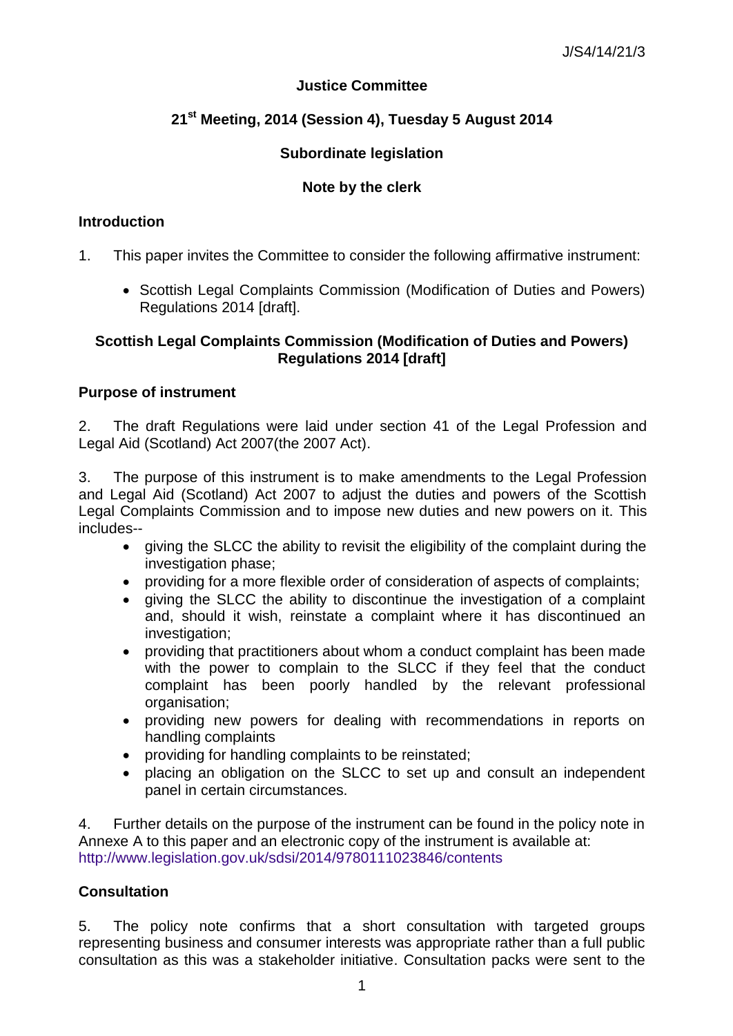J/S4/14/21/3

**Justice Committee**

**21st Meeting, 2014 (Session 4), Tuesday 5 August 2014**

**Subordinate legislation**

**Note by the clerk**

## Introduction

1. This paper invites the Committee to consider the following affirmative instrument:

   - Scottish Legal Complaints Commission (Modification of Duties and Powers) Regulations 2014 [draft].

## Scottish Legal Complaints Commission (Modification of Duties and Powers) Regulations 2014 [draft]

### Purpose of instrument

2. The draft Regulations were laid under section 41 of the Legal Profession and Legal Aid (Scotland) Act 2007(the 2007 Act).

3. The purpose of this instrument is to make amendments to the Legal Profession and Legal Aid (Scotland) Act 2007 to adjust the duties and powers of the Scottish Legal Complaints Commission and to impose new duties and new powers on it. This includes--
   - giving the SLCC the ability to revisit the eligibility of the complaint during the investigation phase;
   - providing for a more flexible order of consideration of aspects of complaints;
   - giving the SLCC the ability to discontinue the investigation of a complaint and, should it wish, reinstate a complaint where it has discontinued an investigation;
   - providing that practitioners about whom a conduct complaint has been made with the power to complain to the SLCC if they feel that the conduct complaint has been poorly handled by the relevant professional organisation;
   - providing new powers for dealing with recommendations in reports on handling complaints
   - providing for handling complaints to be reinstated;
   - placing an obligation on the SLCC to set up and consult an independent panel in certain circumstances.

4. Further details on the purpose of the instrument can be found in the policy note in Annexe A to this paper and an electronic copy of the instrument is available at: http://www.legislation.gov.uk/sdsi/2014/9780111023846/contents

### Consultation

5. The policy note confirms that a short consultation with targeted groups representing business and consumer interests was appropriate rather than a full public consultation as this was a stakeholder initiative. Consultation packs were sent to the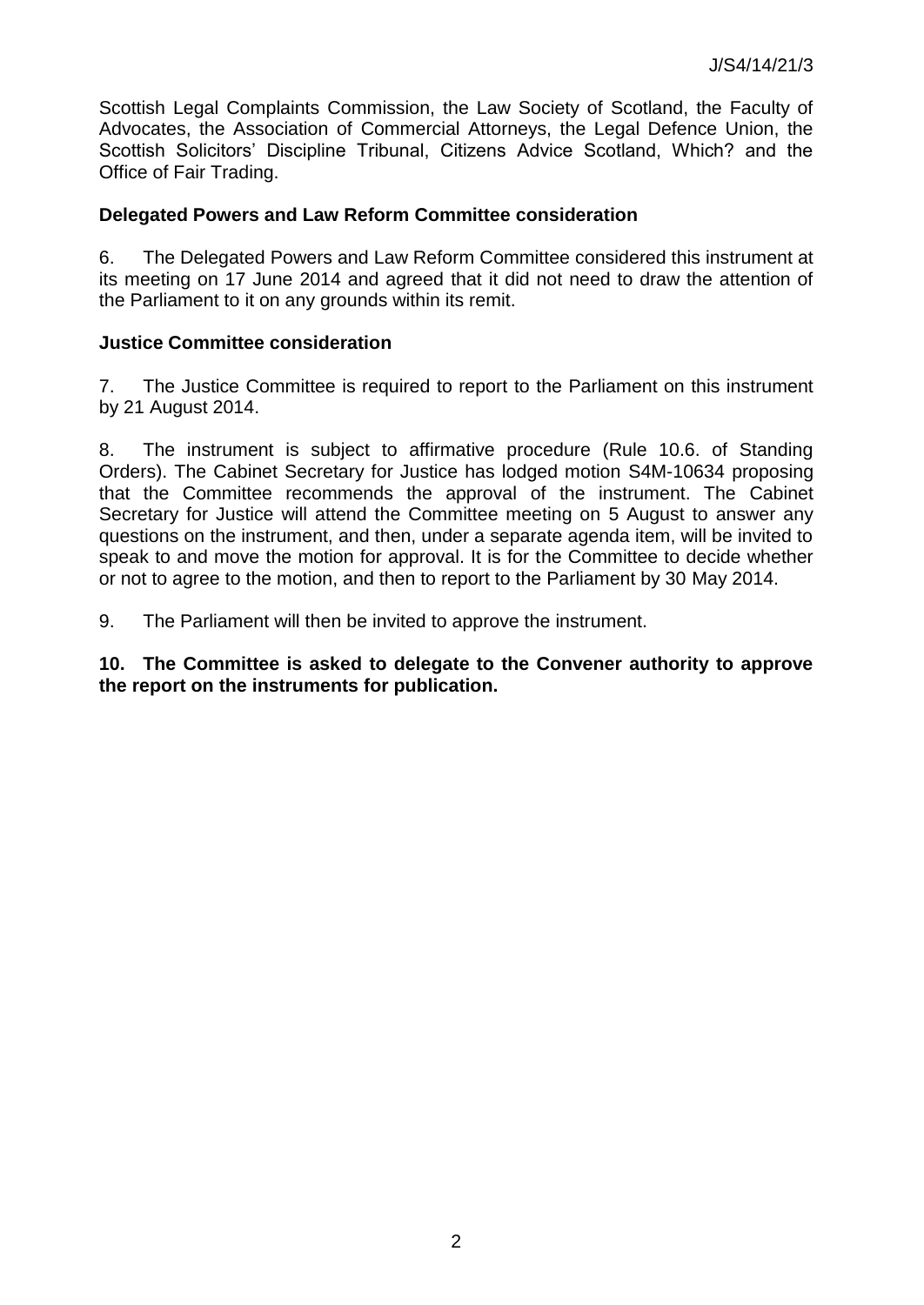Scottish Legal Complaints Commission, the Law Society of Scotland, the Faculty of Advocates, the Association of Commercial Attorneys, the Legal Defence Union, the Scottish Solicitors' Discipline Tribunal, Citizens Advice Scotland, Which? and the Office of Fair Trading.

**Delegated Powers and Law Reform Committee consideration**

6. The Delegated Powers and Law Reform Committee considered this instrument at its meeting on 17 June 2014 and agreed that it did not need to draw the attention of the Parliament to it on any grounds within its remit.

**Justice Committee consideration**

7. The Justice Committee is required to report to the Parliament on this instrument by 21 August 2014.

8. The instrument is subject to affirmative procedure (Rule 10.6. of Standing Orders). The Cabinet Secretary for Justice has lodged motion S4M-10634 proposing that the Committee recommends the approval of the instrument. The Cabinet Secretary for Justice will attend the Committee meeting on 5 August to answer any questions on the instrument, and then, under a separate agenda item, will be invited to speak to and move the motion for approval. It is for the Committee to decide whether or not to agree to the motion, and then to report to the Parliament by 30 May 2014.

9. The Parliament will then be invited to approve the instrument.

**10. The Committee is asked to delegate to the Convener authority to approve the report on the instruments for publication.**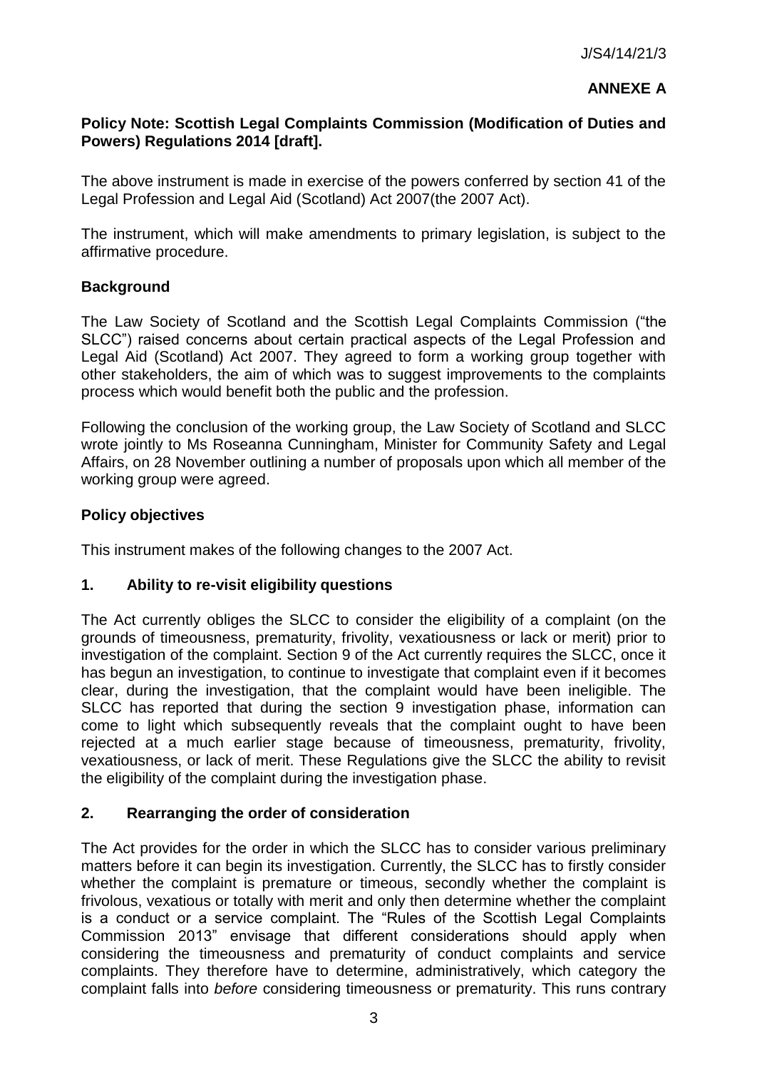**ANNEXE A**

## Policy Note: Scottish Legal Complaints Commission (Modification of Duties and Powers) Regulations 2014 [draft].

The above instrument is made in exercise of the powers conferred by section 41 of the Legal Profession and Legal Aid (Scotland) Act 2007(the 2007 Act).

The instrument, which will make amendments to primary legislation, is subject to the affirmative procedure.

### Background

The Law Society of Scotland and the Scottish Legal Complaints Commission ("the SLCC") raised concerns about certain practical aspects of the Legal Profession and Legal Aid (Scotland) Act 2007. They agreed to form a working group together with other stakeholders, the aim of which was to suggest improvements to the complaints process which would benefit both the public and the profession.

Following the conclusion of the working group, the Law Society of Scotland and SLCC wrote jointly to Ms Roseanna Cunningham, Minister for Community Safety and Legal Affairs, on 28 November outlining a number of proposals upon which all member of the working group were agreed.

### Policy objectives

This instrument makes of the following changes to the 2007 Act.

### 1. Ability to re-visit eligibility questions

The Act currently obliges the SLCC to consider the eligibility of a complaint (on the grounds of timeousness, prematurity, frivolity, vexatiousness or lack or merit) prior to investigation of the complaint. Section 9 of the Act currently requires the SLCC, once it has begun an investigation, to continue to investigate that complaint even if it becomes clear, during the investigation, that the complaint would have been ineligible. The SLCC has reported that during the section 9 investigation phase, information can come to light which subsequently reveals that the complaint ought to have been rejected at a much earlier stage because of timeousness, prematurity, frivolity, vexatiousness, or lack of merit. These Regulations give the SLCC the ability to revisit the eligibility of the complaint during the investigation phase.

### 2. Rearranging the order of consideration

The Act provides for the order in which the SLCC has to consider various preliminary matters before it can begin its investigation. Currently, the SLCC has to firstly consider whether the complaint is premature or timeous, secondly whether the complaint is frivolous, vexatious or totally with merit and only then determine whether the complaint is a conduct or a service complaint. The "Rules of the Scottish Legal Complaints Commission 2013" envisage that different considerations should apply when considering the timeousness and prematurity of conduct complaints and service complaints. They therefore have to determine, administratively, which category the complaint falls into *before* considering timeousness or prematurity. This runs contrary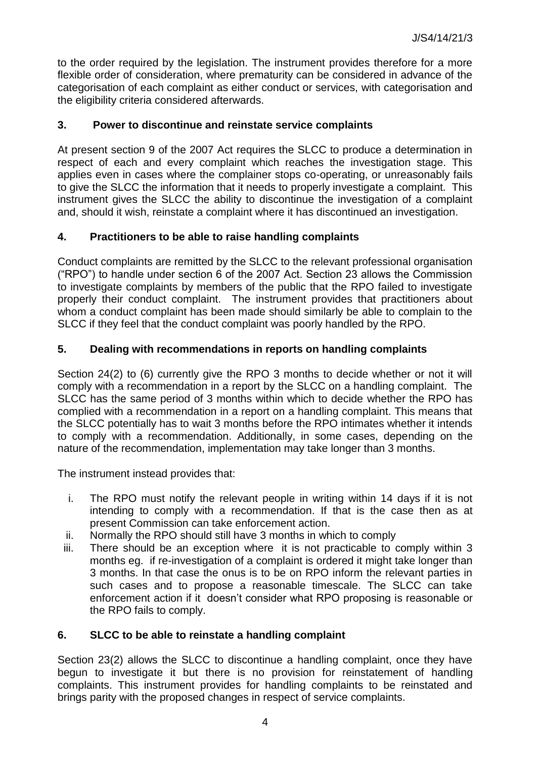to the order required by the legislation. The instrument provides therefore for a more flexible order of consideration, where prematurity can be considered in advance of the categorisation of each complaint as either conduct or services, with categorisation and the eligibility criteria considered afterwards.

### 3. Power to discontinue and reinstate service complaints

At present section 9 of the 2007 Act requires the SLCC to produce a determination in respect of each and every complaint which reaches the investigation stage. This applies even in cases where the complainer stops co-operating, or unreasonably fails to give the SLCC the information that it needs to properly investigate a complaint. This instrument gives the SLCC the ability to discontinue the investigation of a complaint and, should it wish, reinstate a complaint where it has discontinued an investigation.

### 4. Practitioners to be able to raise handling complaints

Conduct complaints are remitted by the SLCC to the relevant professional organisation ("RPO") to handle under section 6 of the 2007 Act. Section 23 allows the Commission to investigate complaints by members of the public that the RPO failed to investigate properly their conduct complaint. The instrument provides that practitioners about whom a conduct complaint has been made should similarly be able to complain to the SLCC if they feel that the conduct complaint was poorly handled by the RPO.

### 5. Dealing with recommendations in reports on handling complaints

Section 24(2) to (6) currently give the RPO 3 months to decide whether or not it will comply with a recommendation in a report by the SLCC on a handling complaint. The SLCC has the same period of 3 months within which to decide whether the RPO has complied with a recommendation in a report on a handling complaint. This means that the SLCC potentially has to wait 3 months before the RPO intimates whether it intends to comply with a recommendation. Additionally, in some cases, depending on the nature of the recommendation, implementation may take longer than 3 months.

The instrument instead provides that:

i. The RPO must notify the relevant people in writing within 14 days if it is not intending to comply with a recommendation. If that is the case then as at present Commission can take enforcement action.
ii. Normally the RPO should still have 3 months in which to comply
iii. There should be an exception where it is not practicable to comply within 3 months eg. if re-investigation of a complaint is ordered it might take longer than 3 months. In that case the onus is to be on RPO inform the relevant parties in such cases and to propose a reasonable timescale. The SLCC can take enforcement action if it doesn't consider what RPO proposing is reasonable or the RPO fails to comply.

### 6. SLCC to be able to reinstate a handling complaint

Section 23(2) allows the SLCC to discontinue a handling complaint, once they have begun to investigate it but there is no provision for reinstatement of handling complaints. This instrument provides for handling complaints to be reinstated and brings parity with the proposed changes in respect of service complaints.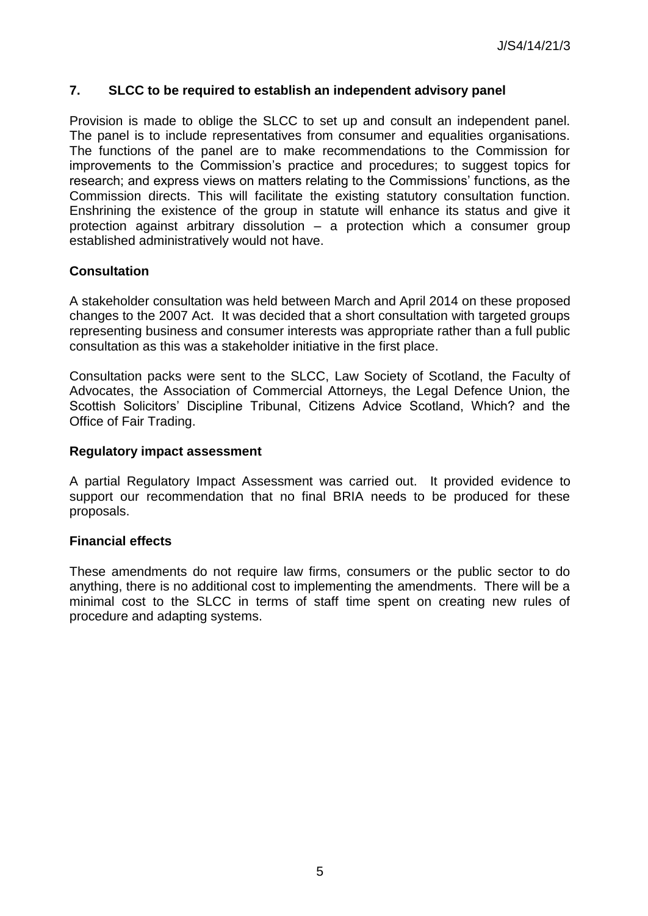## 7. SLCC to be required to establish an independent advisory panel

Provision is made to oblige the SLCC to set up and consult an independent panel. The panel is to include representatives from consumer and equalities organisations. The functions of the panel are to make recommendations to the Commission for improvements to the Commission's practice and procedures; to suggest topics for research; and express views on matters relating to the Commissions' functions, as the Commission directs. This will facilitate the existing statutory consultation function. Enshrining the existence of the group in statute will enhance its status and give it protection against arbitrary dissolution – a protection which a consumer group established administratively would not have.

### Consultation

A stakeholder consultation was held between March and April 2014 on these proposed changes to the 2007 Act. It was decided that a short consultation with targeted groups representing business and consumer interests was appropriate rather than a full public consultation as this was a stakeholder initiative in the first place.

Consultation packs were sent to the SLCC, Law Society of Scotland, the Faculty of Advocates, the Association of Commercial Attorneys, the Legal Defence Union, the Scottish Solicitors' Discipline Tribunal, Citizens Advice Scotland, Which? and the Office of Fair Trading.

### Regulatory impact assessment

A partial Regulatory Impact Assessment was carried out. It provided evidence to support our recommendation that no final BRIA needs to be produced for these proposals.

### Financial effects

These amendments do not require law firms, consumers or the public sector to do anything, there is no additional cost to implementing the amendments. There will be a minimal cost to the SLCC in terms of staff time spent on creating new rules of procedure and adapting systems.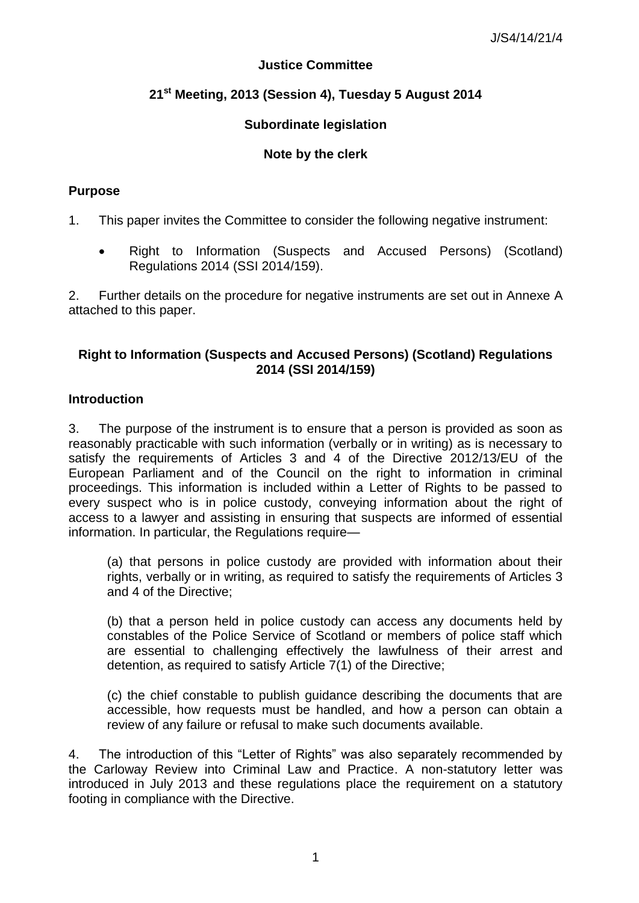**Justice Committee**

**21st Meeting, 2013 (Session 4), Tuesday 5 August 2014**

**Subordinate legislation**

**Note by the clerk**

## Purpose

1. This paper invites the Committee to consider the following negative instrument:

- Right to Information (Suspects and Accused Persons) (Scotland) Regulations 2014 (SSI 2014/159).

2. Further details on the procedure for negative instruments are set out in Annexe A attached to this paper.

## Right to Information (Suspects and Accused Persons) (Scotland) Regulations 2014 (SSI 2014/159)

### Introduction

3. The purpose of the instrument is to ensure that a person is provided as soon as reasonably practicable with such information (verbally or in writing) as is necessary to satisfy the requirements of Articles 3 and 4 of the Directive 2012/13/EU of the European Parliament and of the Council on the right to information in criminal proceedings. This information is included within a Letter of Rights to be passed to every suspect who is in police custody, conveying information about the right of access to a lawyer and assisting in ensuring that suspects are informed of essential information. In particular, the Regulations require—

(a) that persons in police custody are provided with information about their rights, verbally or in writing, as required to satisfy the requirements of Articles 3 and 4 of the Directive;

(b) that a person held in police custody can access any documents held by constables of the Police Service of Scotland or members of police staff which are essential to challenging effectively the lawfulness of their arrest and detention, as required to satisfy Article 7(1) of the Directive;

(c) the chief constable to publish guidance describing the documents that are accessible, how requests must be handled, and how a person can obtain a review of any failure or refusal to make such documents available.

4. The introduction of this "Letter of Rights" was also separately recommended by the Carloway Review into Criminal Law and Practice. A non-statutory letter was introduced in July 2013 and these regulations place the requirement on a statutory footing in compliance with the Directive.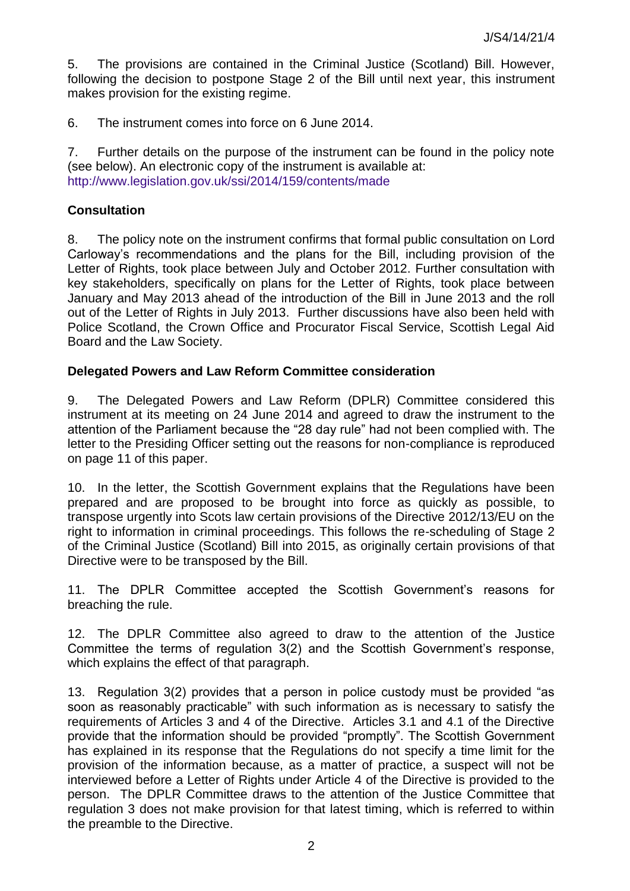5. The provisions are contained in the Criminal Justice (Scotland) Bill. However, following the decision to postpone Stage 2 of the Bill until next year, this instrument makes provision for the existing regime.

6. The instrument comes into force on 6 June 2014.

7. Further details on the purpose of the instrument can be found in the policy note (see below). An electronic copy of the instrument is available at: http://www.legislation.gov.uk/ssi/2014/159/contents/made

**Consultation**

8. The policy note on the instrument confirms that formal public consultation on Lord Carloway's recommendations and the plans for the Bill, including provision of the Letter of Rights, took place between July and October 2012. Further consultation with key stakeholders, specifically on plans for the Letter of Rights, took place between January and May 2013 ahead of the introduction of the Bill in June 2013 and the roll out of the Letter of Rights in July 2013. Further discussions have also been held with Police Scotland, the Crown Office and Procurator Fiscal Service, Scottish Legal Aid Board and the Law Society.

**Delegated Powers and Law Reform Committee consideration**

9. The Delegated Powers and Law Reform (DPLR) Committee considered this instrument at its meeting on 24 June 2014 and agreed to draw the instrument to the attention of the Parliament because the "28 day rule" had not been complied with. The letter to the Presiding Officer setting out the reasons for non-compliance is reproduced on page 11 of this paper.

10. In the letter, the Scottish Government explains that the Regulations have been prepared and are proposed to be brought into force as quickly as possible, to transpose urgently into Scots law certain provisions of the Directive 2012/13/EU on the right to information in criminal proceedings. This follows the re-scheduling of Stage 2 of the Criminal Justice (Scotland) Bill into 2015, as originally certain provisions of that Directive were to be transposed by the Bill.

11. The DPLR Committee accepted the Scottish Government's reasons for breaching the rule.

12. The DPLR Committee also agreed to draw to the attention of the Justice Committee the terms of regulation 3(2) and the Scottish Government's response, which explains the effect of that paragraph.

13. Regulation 3(2) provides that a person in police custody must be provided "as soon as reasonably practicable" with such information as is necessary to satisfy the requirements of Articles 3 and 4 of the Directive. Articles 3.1 and 4.1 of the Directive provide that the information should be provided "promptly". The Scottish Government has explained in its response that the Regulations do not specify a time limit for the provision of the information because, as a matter of practice, a suspect will not be interviewed before a Letter of Rights under Article 4 of the Directive is provided to the person. The DPLR Committee draws to the attention of the Justice Committee that regulation 3 does not make provision for that latest timing, which is referred to within the preamble to the Directive.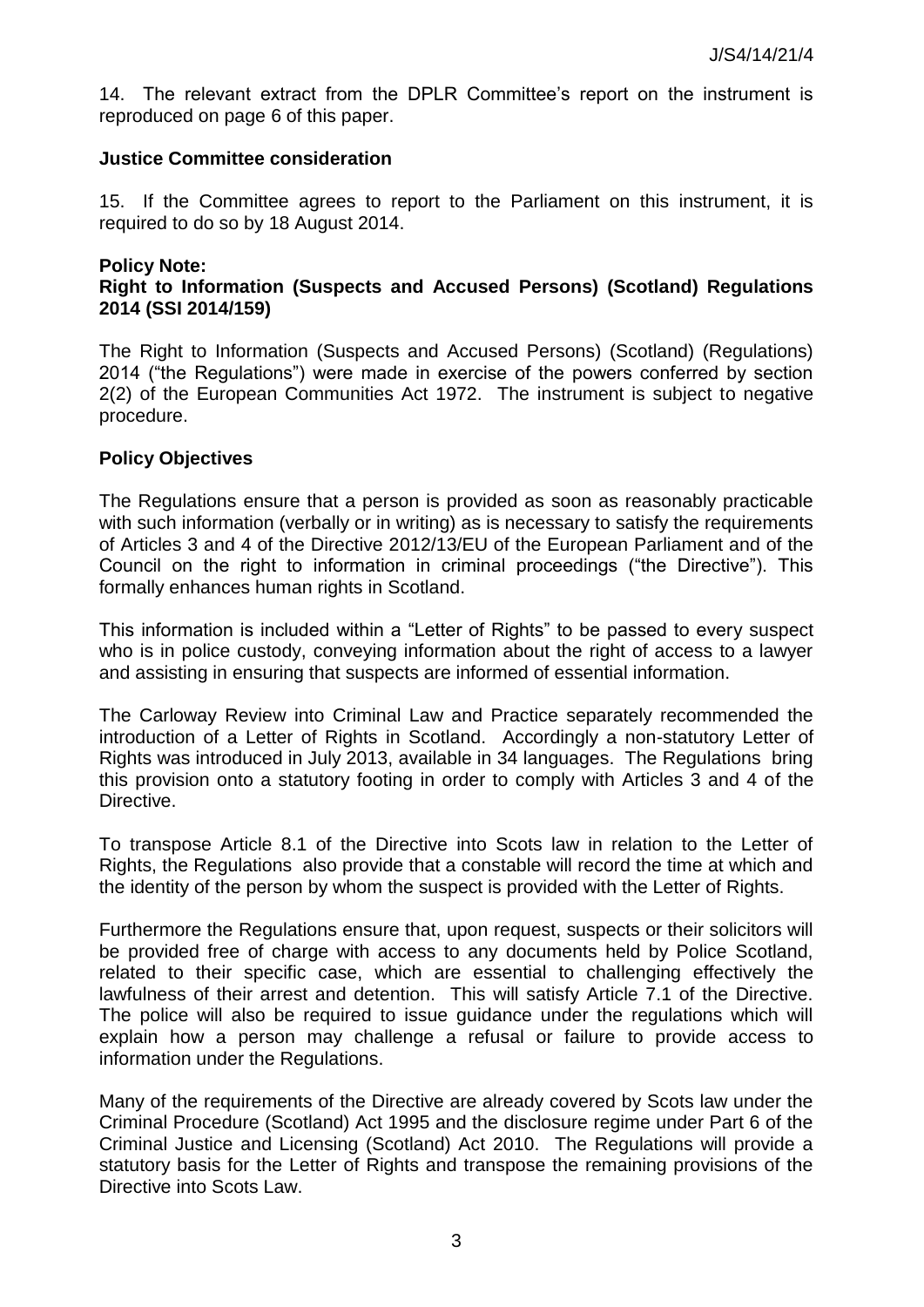14. The relevant extract from the DPLR Committee's report on the instrument is reproduced on page 6 of this paper.

**Justice Committee consideration**

15. If the Committee agrees to report to the Parliament on this instrument, it is required to do so by 18 August 2014.

**Policy Note:**
**Right to Information (Suspects and Accused Persons) (Scotland) Regulations 2014 (SSI 2014/159)**

The Right to Information (Suspects and Accused Persons) (Scotland) (Regulations) 2014 ("the Regulations") were made in exercise of the powers conferred by section 2(2) of the European Communities Act 1972. The instrument is subject to negative procedure.

**Policy Objectives**

The Regulations ensure that a person is provided as soon as reasonably practicable with such information (verbally or in writing) as is necessary to satisfy the requirements of Articles 3 and 4 of the Directive 2012/13/EU of the European Parliament and of the Council on the right to information in criminal proceedings ("the Directive"). This formally enhances human rights in Scotland.

This information is included within a "Letter of Rights" to be passed to every suspect who is in police custody, conveying information about the right of access to a lawyer and assisting in ensuring that suspects are informed of essential information.

The Carloway Review into Criminal Law and Practice separately recommended the introduction of a Letter of Rights in Scotland. Accordingly a non-statutory Letter of Rights was introduced in July 2013, available in 34 languages. The Regulations bring this provision onto a statutory footing in order to comply with Articles 3 and 4 of the Directive.

To transpose Article 8.1 of the Directive into Scots law in relation to the Letter of Rights, the Regulations also provide that a constable will record the time at which and the identity of the person by whom the suspect is provided with the Letter of Rights.

Furthermore the Regulations ensure that, upon request, suspects or their solicitors will be provided free of charge with access to any documents held by Police Scotland, related to their specific case, which are essential to challenging effectively the lawfulness of their arrest and detention. This will satisfy Article 7.1 of the Directive. The police will also be required to issue guidance under the regulations which will explain how a person may challenge a refusal or failure to provide access to information under the Regulations.

Many of the requirements of the Directive are already covered by Scots law under the Criminal Procedure (Scotland) Act 1995 and the disclosure regime under Part 6 of the Criminal Justice and Licensing (Scotland) Act 2010. The Regulations will provide a statutory basis for the Letter of Rights and transpose the remaining provisions of the Directive into Scots Law.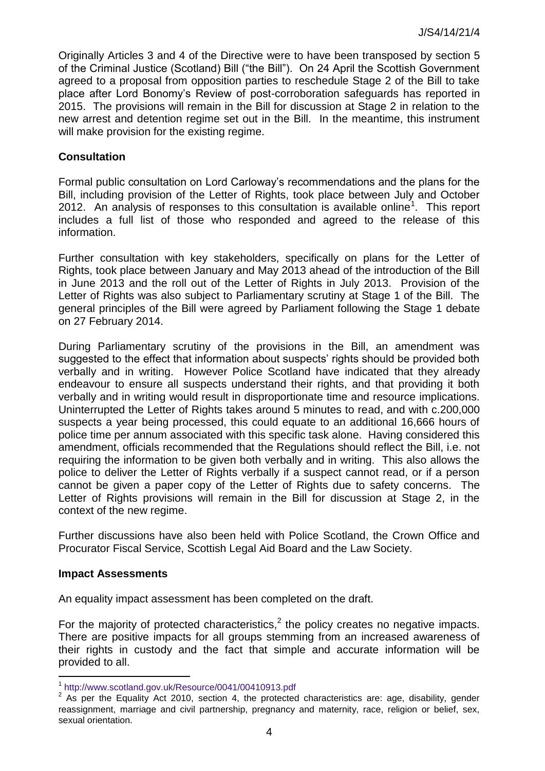Originally Articles 3 and 4 of the Directive were to have been transposed by section 5 of the Criminal Justice (Scotland) Bill ("the Bill"). On 24 April the Scottish Government agreed to a proposal from opposition parties to reschedule Stage 2 of the Bill to take place after Lord Bonomy's Review of post-corroboration safeguards has reported in 2015. The provisions will remain in the Bill for discussion at Stage 2 in relation to the new arrest and detention regime set out in the Bill. In the meantime, this instrument will make provision for the existing regime.

**Consultation**

Formal public consultation on Lord Carloway's recommendations and the plans for the Bill, including provision of the Letter of Rights, took place between July and October 2012. An analysis of responses to this consultation is available online[1]. This report includes a full list of those who responded and agreed to the release of this information.

Further consultation with key stakeholders, specifically on plans for the Letter of Rights, took place between January and May 2013 ahead of the introduction of the Bill in June 2013 and the roll out of the Letter of Rights in July 2013. Provision of the Letter of Rights was also subject to Parliamentary scrutiny at Stage 1 of the Bill. The general principles of the Bill were agreed by Parliament following the Stage 1 debate on 27 February 2014.

During Parliamentary scrutiny of the provisions in the Bill, an amendment was suggested to the effect that information about suspects' rights should be provided both verbally and in writing. However Police Scotland have indicated that they already endeavour to ensure all suspects understand their rights, and that providing it both verbally and in writing would result in disproportionate time and resource implications. Uninterrupted the Letter of Rights takes around 5 minutes to read, and with c.200,000 suspects a year being processed, this could equate to an additional 16,666 hours of police time per annum associated with this specific task alone. Having considered this amendment, officials recommended that the Regulations should reflect the Bill, i.e. not requiring the information to be given both verbally and in writing. This also allows the police to deliver the Letter of Rights verbally if a suspect cannot read, or if a person cannot be given a paper copy of the Letter of Rights due to safety concerns. The Letter of Rights provisions will remain in the Bill for discussion at Stage 2, in the context of the new regime.

Further discussions have also been held with Police Scotland, the Crown Office and Procurator Fiscal Service, Scottish Legal Aid Board and the Law Society.

**Impact Assessments**

An equality impact assessment has been completed on the draft.

For the majority of protected characteristics,[2] the policy creates no negative impacts. There are positive impacts for all groups stemming from an increased awareness of their rights in custody and the fact that simple and accurate information will be provided to all.

---

[1] http://www.scotland.gov.uk/Resource/0041/00410913.pdf

[2] As per the Equality Act 2010, section 4, the protected characteristics are: age, disability, gender reassignment, marriage and civil partnership, pregnancy and maternity, race, religion or belief, sex, sexual orientation.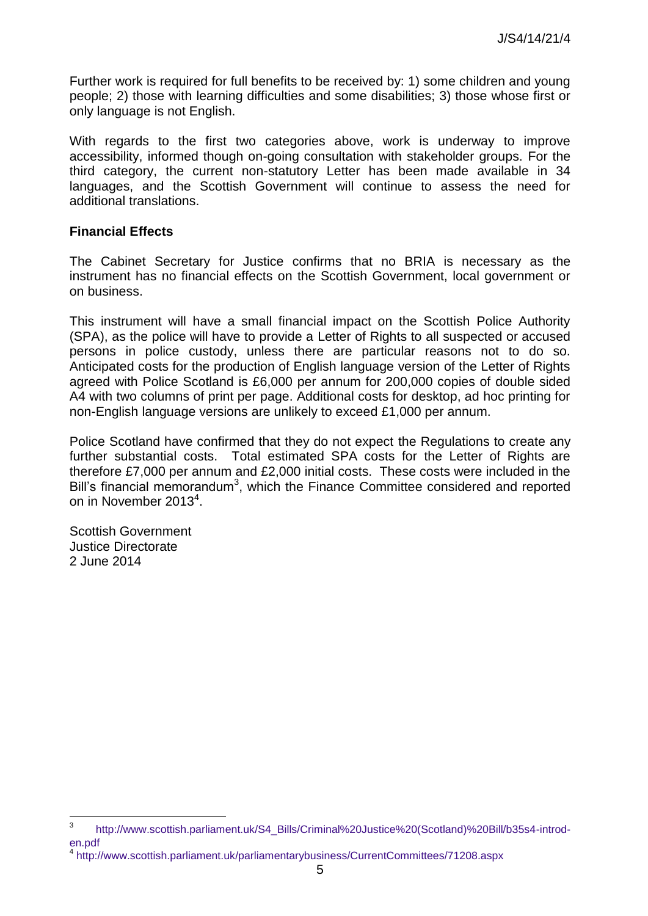Further work is required for full benefits to be received by: 1) some children and young people; 2) those with learning difficulties and some disabilities; 3) those whose first or only language is not English.

With regards to the first two categories above, work is underway to improve accessibility, informed though on-going consultation with stakeholder groups. For the third category, the current non-statutory Letter has been made available in 34 languages, and the Scottish Government will continue to assess the need for additional translations.

**Financial Effects**

The Cabinet Secretary for Justice confirms that no BRIA is necessary as the instrument has no financial effects on the Scottish Government, local government or on business.

This instrument will have a small financial impact on the Scottish Police Authority (SPA), as the police will have to provide a Letter of Rights to all suspected or accused persons in police custody, unless there are particular reasons not to do so. Anticipated costs for the production of English language version of the Letter of Rights agreed with Police Scotland is £6,000 per annum for 200,000 copies of double sided A4 with two columns of print per page. Additional costs for desktop, ad hoc printing for non-English language versions are unlikely to exceed £1,000 per annum.

Police Scotland have confirmed that they do not expect the Regulations to create any further substantial costs. Total estimated SPA costs for the Letter of Rights are therefore £7,000 per annum and £2,000 initial costs. These costs were included in the Bill's financial memorandum[3], which the Finance Committee considered and reported on in November 2013[4].

Scottish Government
Justice Directorate
2 June 2014

---

[3] http://www.scottish.parliament.uk/S4_Bills/Criminal%20Justice%20(Scotland)%20Bill/b35s4-introd-en.pdf

[4] http://www.scottish.parliament.uk/parliamentarybusiness/CurrentCommittees/71208.aspx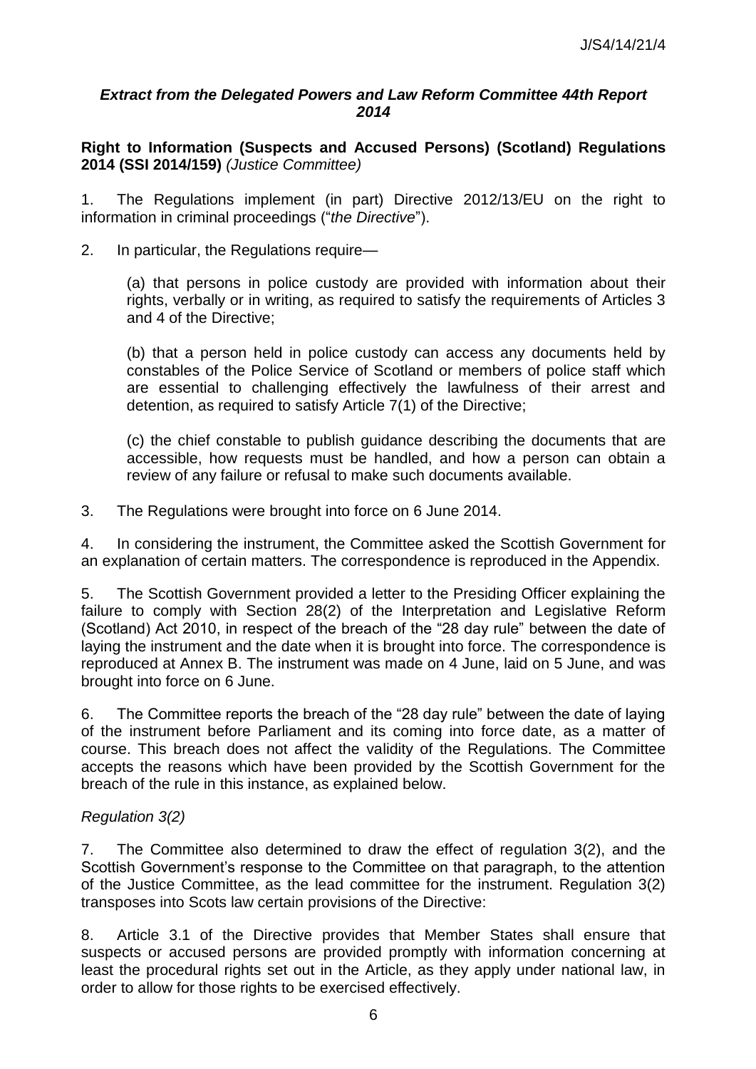### *Extract from the Delegated Powers and Law Reform Committee 44th Report 2014*

**Right to Information (Suspects and Accused Persons) (Scotland) Regulations 2014 (SSI 2014/159)** *(Justice Committee)*

1. The Regulations implement (in part) Directive 2012/13/EU on the right to information in criminal proceedings ("*the Directive*").

2. In particular, the Regulations require—

   (a) that persons in police custody are provided with information about their rights, verbally or in writing, as required to satisfy the requirements of Articles 3 and 4 of the Directive;

   (b) that a person held in police custody can access any documents held by constables of the Police Service of Scotland or members of police staff which are essential to challenging effectively the lawfulness of their arrest and detention, as required to satisfy Article 7(1) of the Directive;

   (c) the chief constable to publish guidance describing the documents that are accessible, how requests must be handled, and how a person can obtain a review of any failure or refusal to make such documents available.

3. The Regulations were brought into force on 6 June 2014.

4. In considering the instrument, the Committee asked the Scottish Government for an explanation of certain matters. The correspondence is reproduced in the Appendix.

5. The Scottish Government provided a letter to the Presiding Officer explaining the failure to comply with Section 28(2) of the Interpretation and Legislative Reform (Scotland) Act 2010, in respect of the breach of the "28 day rule" between the date of laying the instrument and the date when it is brought into force. The correspondence is reproduced at Annex B. The instrument was made on 4 June, laid on 5 June, and was brought into force on 6 June.

6. The Committee reports the breach of the "28 day rule" between the date of laying of the instrument before Parliament and its coming into force date, as a matter of course. This breach does not affect the validity of the Regulations. The Committee accepts the reasons which have been provided by the Scottish Government for the breach of the rule in this instance, as explained below.

*Regulation 3(2)*

7. The Committee also determined to draw the effect of regulation 3(2), and the Scottish Government's response to the Committee on that paragraph, to the attention of the Justice Committee, as the lead committee for the instrument. Regulation 3(2) transposes into Scots law certain provisions of the Directive:

8. Article 3.1 of the Directive provides that Member States shall ensure that suspects or accused persons are provided promptly with information concerning at least the procedural rights set out in the Article, as they apply under national law, in order to allow for those rights to be exercised effectively.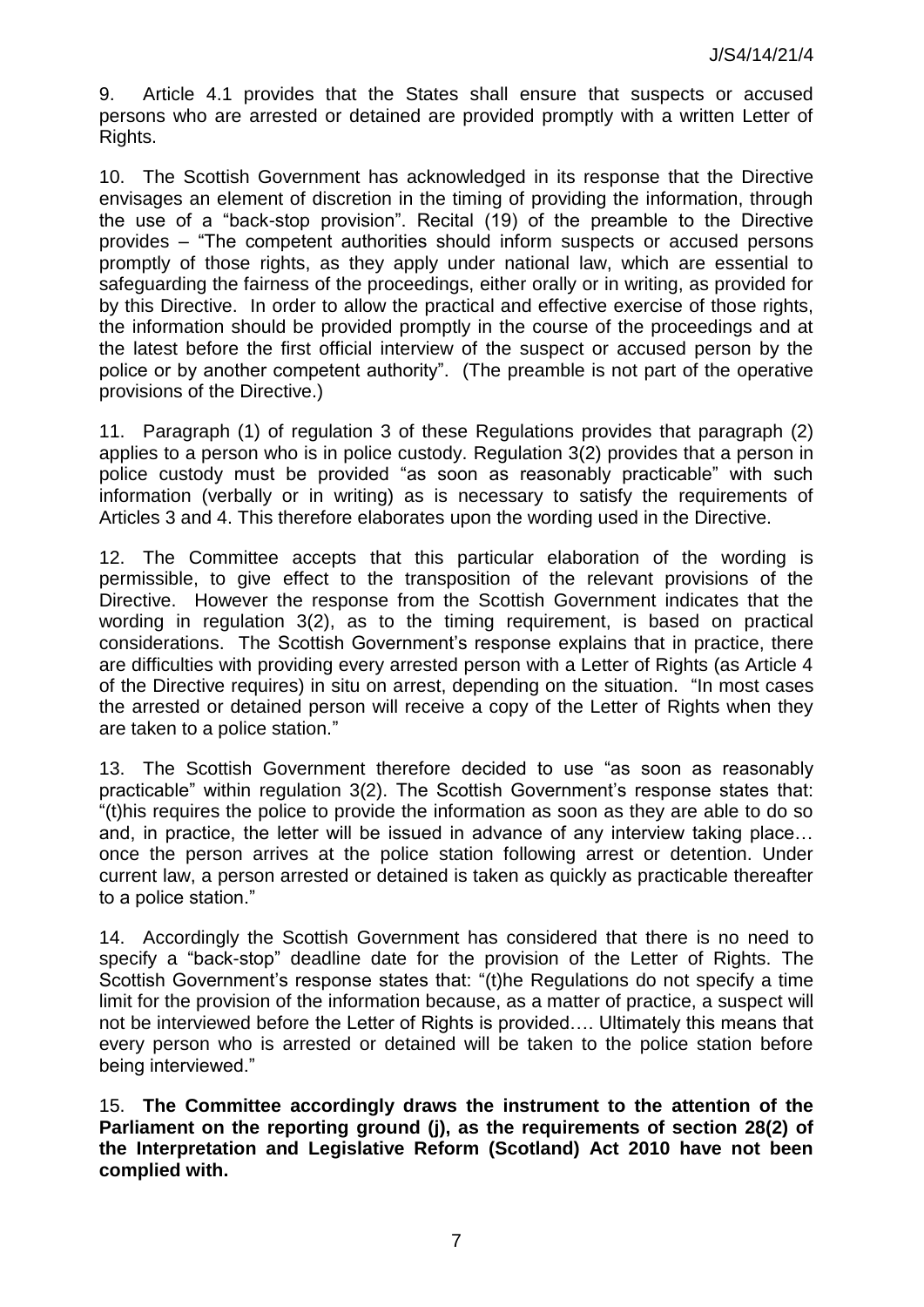9. Article 4.1 provides that the States shall ensure that suspects or accused persons who are arrested or detained are provided promptly with a written Letter of Rights.

10. The Scottish Government has acknowledged in its response that the Directive envisages an element of discretion in the timing of providing the information, through the use of a "back-stop provision". Recital (19) of the preamble to the Directive provides – "The competent authorities should inform suspects or accused persons promptly of those rights, as they apply under national law, which are essential to safeguarding the fairness of the proceedings, either orally or in writing, as provided for by this Directive. In order to allow the practical and effective exercise of those rights, the information should be provided promptly in the course of the proceedings and at the latest before the first official interview of the suspect or accused person by the police or by another competent authority". (The preamble is not part of the operative provisions of the Directive.)

11. Paragraph (1) of regulation 3 of these Regulations provides that paragraph (2) applies to a person who is in police custody. Regulation 3(2) provides that a person in police custody must be provided "as soon as reasonably practicable" with such information (verbally or in writing) as is necessary to satisfy the requirements of Articles 3 and 4. This therefore elaborates upon the wording used in the Directive.

12. The Committee accepts that this particular elaboration of the wording is permissible, to give effect to the transposition of the relevant provisions of the Directive. However the response from the Scottish Government indicates that the wording in regulation 3(2), as to the timing requirement, is based on practical considerations. The Scottish Government's response explains that in practice, there are difficulties with providing every arrested person with a Letter of Rights (as Article 4 of the Directive requires) in situ on arrest, depending on the situation. "In most cases the arrested or detained person will receive a copy of the Letter of Rights when they are taken to a police station."

13. The Scottish Government therefore decided to use "as soon as reasonably practicable" within regulation 3(2). The Scottish Government's response states that: "(t)his requires the police to provide the information as soon as they are able to do so and, in practice, the letter will be issued in advance of any interview taking place… once the person arrives at the police station following arrest or detention. Under current law, a person arrested or detained is taken as quickly as practicable thereafter to a police station."

14. Accordingly the Scottish Government has considered that there is no need to specify a "back-stop" deadline date for the provision of the Letter of Rights. The Scottish Government's response states that: "(t)he Regulations do not specify a time limit for the provision of the information because, as a matter of practice, a suspect will not be interviewed before the Letter of Rights is provided…. Ultimately this means that every person who is arrested or detained will be taken to the police station before being interviewed."

15. **The Committee accordingly draws the instrument to the attention of the Parliament on the reporting ground (j), as the requirements of section 28(2) of the Interpretation and Legislative Reform (Scotland) Act 2010 have not been complied with.**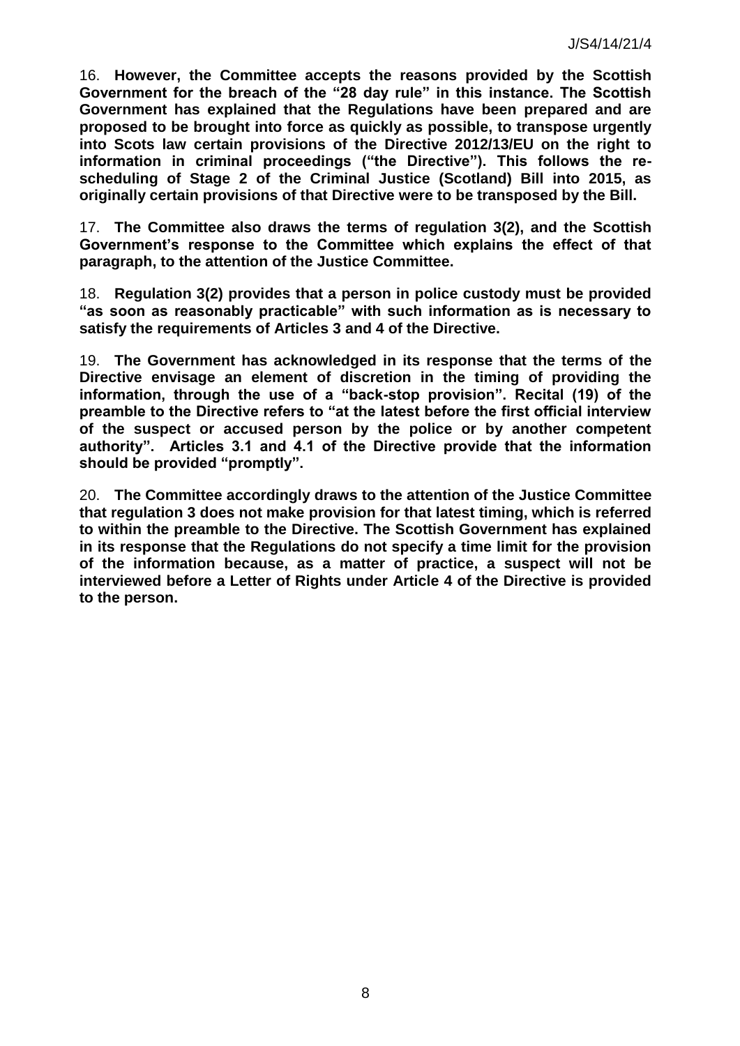16. **However, the Committee accepts the reasons provided by the Scottish Government for the breach of the "28 day rule" in this instance. The Scottish Government has explained that the Regulations have been prepared and are proposed to be brought into force as quickly as possible, to transpose urgently into Scots law certain provisions of the Directive 2012/13/EU on the right to information in criminal proceedings ("the Directive"). This follows the re-scheduling of Stage 2 of the Criminal Justice (Scotland) Bill into 2015, as originally certain provisions of that Directive were to be transposed by the Bill.**

17. **The Committee also draws the terms of regulation 3(2), and the Scottish Government's response to the Committee which explains the effect of that paragraph, to the attention of the Justice Committee.**

18. **Regulation 3(2) provides that a person in police custody must be provided "as soon as reasonably practicable" with such information as is necessary to satisfy the requirements of Articles 3 and 4 of the Directive.**

19. **The Government has acknowledged in its response that the terms of the Directive envisage an element of discretion in the timing of providing the information, through the use of a "back-stop provision". Recital (19) of the preamble to the Directive refers to "at the latest before the first official interview of the suspect or accused person by the police or by another competent authority". Articles 3.1 and 4.1 of the Directive provide that the information should be provided "promptly".**

20. **The Committee accordingly draws to the attention of the Justice Committee that regulation 3 does not make provision for that latest timing, which is referred to within the preamble to the Directive. The Scottish Government has explained in its response that the Regulations do not specify a time limit for the provision of the information because, as a matter of practice, a suspect will not be interviewed before a Letter of Rights under Article 4 of the Directive is provided to the person.**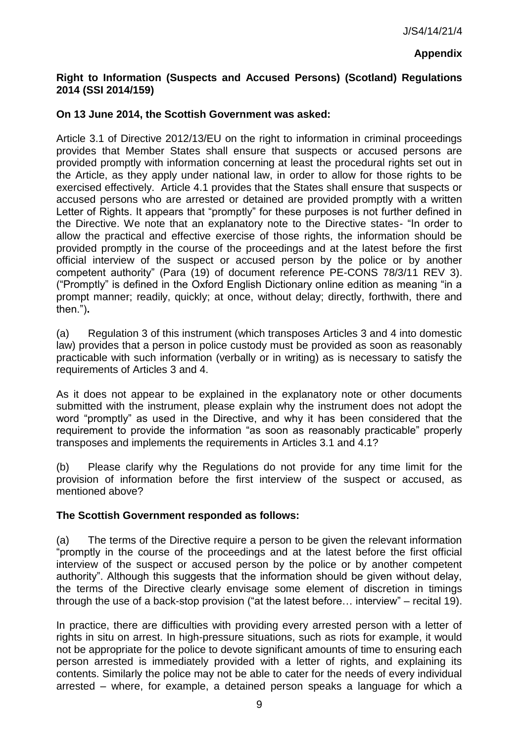**Appendix**

**Right to Information (Suspects and Accused Persons) (Scotland) Regulations 2014 (SSI 2014/159)**

**On 13 June 2014, the Scottish Government was asked:**

Article 3.1 of Directive 2012/13/EU on the right to information in criminal proceedings provides that Member States shall ensure that suspects or accused persons are provided promptly with information concerning at least the procedural rights set out in the Article, as they apply under national law, in order to allow for those rights to be exercised effectively. Article 4.1 provides that the States shall ensure that suspects or accused persons who are arrested or detained are provided promptly with a written Letter of Rights. It appears that "promptly" for these purposes is not further defined in the Directive. We note that an explanatory note to the Directive states- "In order to allow the practical and effective exercise of those rights, the information should be provided promptly in the course of the proceedings and at the latest before the first official interview of the suspect or accused person by the police or by another competent authority" (Para (19) of document reference PE-CONS 78/3/11 REV 3). ("Promptly" is defined in the Oxford English Dictionary online edition as meaning "in a prompt manner; readily, quickly; at once, without delay; directly, forthwith, there and then.").

(a) Regulation 3 of this instrument (which transposes Articles 3 and 4 into domestic law) provides that a person in police custody must be provided as soon as reasonably practicable with such information (verbally or in writing) as is necessary to satisfy the requirements of Articles 3 and 4.

As it does not appear to be explained in the explanatory note or other documents submitted with the instrument, please explain why the instrument does not adopt the word "promptly" as used in the Directive, and why it has been considered that the requirement to provide the information "as soon as reasonably practicable" properly transposes and implements the requirements in Articles 3.1 and 4.1?

(b) Please clarify why the Regulations do not provide for any time limit for the provision of information before the first interview of the suspect or accused, as mentioned above?

**The Scottish Government responded as follows:**

(a) The terms of the Directive require a person to be given the relevant information "promptly in the course of the proceedings and at the latest before the first official interview of the suspect or accused person by the police or by another competent authority". Although this suggests that the information should be given without delay, the terms of the Directive clearly envisage some element of discretion in timings through the use of a back-stop provision ("at the latest before… interview" – recital 19).

In practice, there are difficulties with providing every arrested person with a letter of rights in situ on arrest. In high-pressure situations, such as riots for example, it would not be appropriate for the police to devote significant amounts of time to ensuring each person arrested is immediately provided with a letter of rights, and explaining its contents. Similarly the police may not be able to cater for the needs of every individual arrested – where, for example, a detained person speaks a language for which a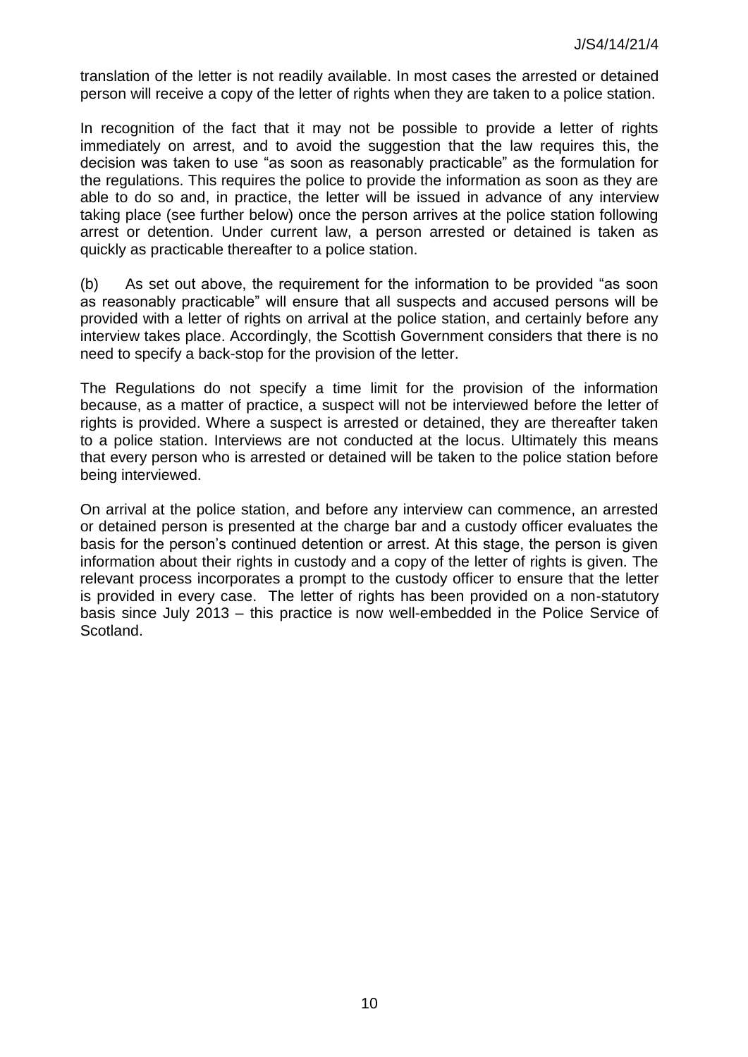translation of the letter is not readily available. In most cases the arrested or detained person will receive a copy of the letter of rights when they are taken to a police station.

In recognition of the fact that it may not be possible to provide a letter of rights immediately on arrest, and to avoid the suggestion that the law requires this, the decision was taken to use "as soon as reasonably practicable" as the formulation for the regulations. This requires the police to provide the information as soon as they are able to do so and, in practice, the letter will be issued in advance of any interview taking place (see further below) once the person arrives at the police station following arrest or detention. Under current law, a person arrested or detained is taken as quickly as practicable thereafter to a police station.

(b) As set out above, the requirement for the information to be provided "as soon as reasonably practicable" will ensure that all suspects and accused persons will be provided with a letter of rights on arrival at the police station, and certainly before any interview takes place. Accordingly, the Scottish Government considers that there is no need to specify a back-stop for the provision of the letter.

The Regulations do not specify a time limit for the provision of the information because, as a matter of practice, a suspect will not be interviewed before the letter of rights is provided. Where a suspect is arrested or detained, they are thereafter taken to a police station. Interviews are not conducted at the locus. Ultimately this means that every person who is arrested or detained will be taken to the police station before being interviewed.

On arrival at the police station, and before any interview can commence, an arrested or detained person is presented at the charge bar and a custody officer evaluates the basis for the person's continued detention or arrest. At this stage, the person is given information about their rights in custody and a copy of the letter of rights is given. The relevant process incorporates a prompt to the custody officer to ensure that the letter is provided in every case. The letter of rights has been provided on a non-statutory basis since July 2013 – this practice is now well-embedded in the Police Service of Scotland.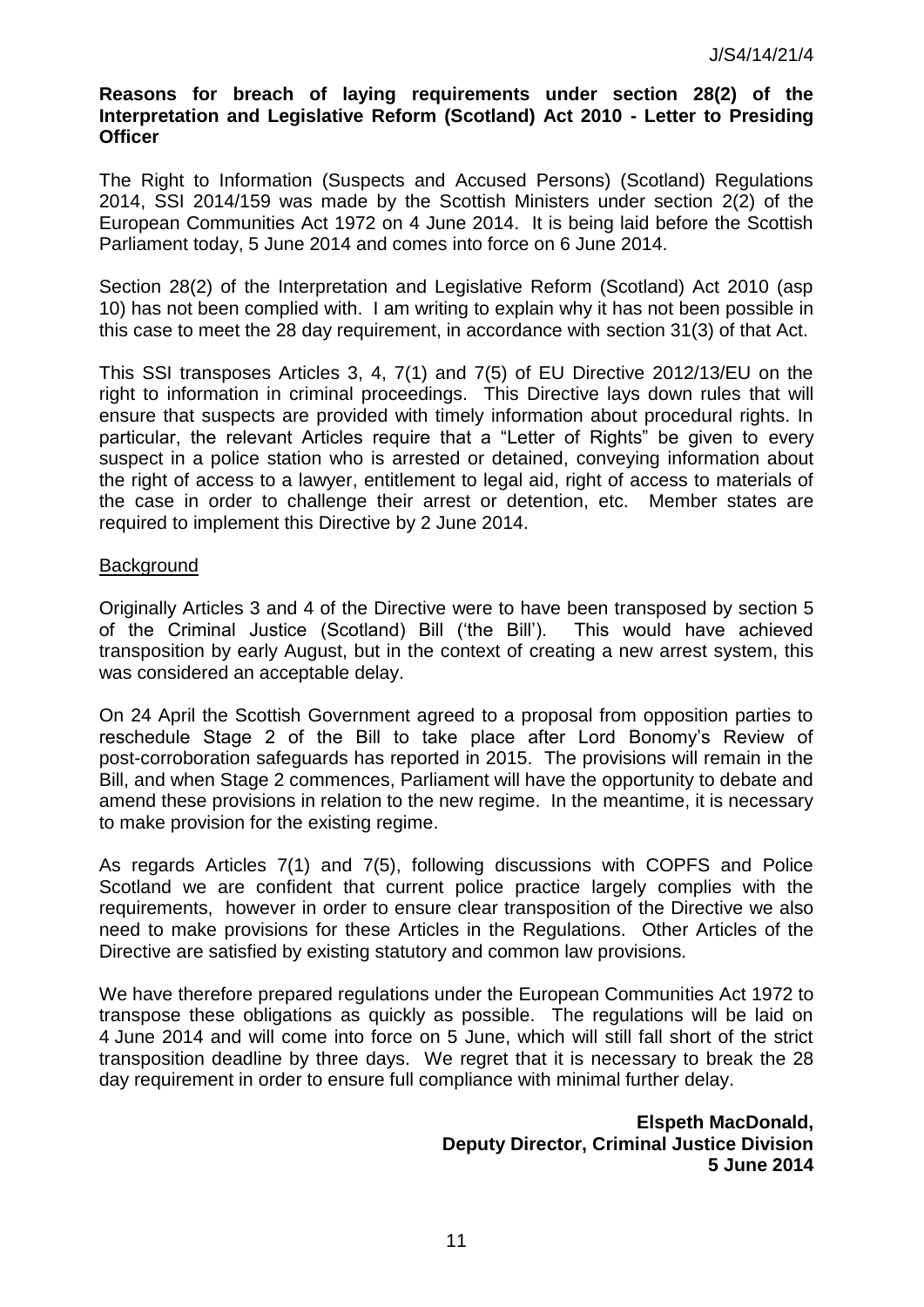**Reasons for breach of laying requirements under section 28(2) of the Interpretation and Legislative Reform (Scotland) Act 2010 - Letter to Presiding Officer**

The Right to Information (Suspects and Accused Persons) (Scotland) Regulations 2014, SSI 2014/159 was made by the Scottish Ministers under section 2(2) of the European Communities Act 1972 on 4 June 2014. It is being laid before the Scottish Parliament today, 5 June 2014 and comes into force on 6 June 2014.

Section 28(2) of the Interpretation and Legislative Reform (Scotland) Act 2010 (asp 10) has not been complied with. I am writing to explain why it has not been possible in this case to meet the 28 day requirement, in accordance with section 31(3) of that Act.

This SSI transposes Articles 3, 4, 7(1) and 7(5) of EU Directive 2012/13/EU on the right to information in criminal proceedings. This Directive lays down rules that will ensure that suspects are provided with timely information about procedural rights. In particular, the relevant Articles require that a "Letter of Rights" be given to every suspect in a police station who is arrested or detained, conveying information about the right of access to a lawyer, entitlement to legal aid, right of access to materials of the case in order to challenge their arrest or detention, etc. Member states are required to implement this Directive by 2 June 2014.

Background

Originally Articles 3 and 4 of the Directive were to have been transposed by section 5 of the Criminal Justice (Scotland) Bill ('the Bill'). This would have achieved transposition by early August, but in the context of creating a new arrest system, this was considered an acceptable delay.

On 24 April the Scottish Government agreed to a proposal from opposition parties to reschedule Stage 2 of the Bill to take place after Lord Bonomy's Review of post-corroboration safeguards has reported in 2015. The provisions will remain in the Bill, and when Stage 2 commences, Parliament will have the opportunity to debate and amend these provisions in relation to the new regime. In the meantime, it is necessary to make provision for the existing regime.

As regards Articles 7(1) and 7(5), following discussions with COPFS and Police Scotland we are confident that current police practice largely complies with the requirements, however in order to ensure clear transposition of the Directive we also need to make provisions for these Articles in the Regulations. Other Articles of the Directive are satisfied by existing statutory and common law provisions.

We have therefore prepared regulations under the European Communities Act 1972 to transpose these obligations as quickly as possible. The regulations will be laid on 4 June 2014 and will come into force on 5 June, which will still fall short of the strict transposition deadline by three days. We regret that it is necessary to break the 28 day requirement in order to ensure full compliance with minimal further delay.

**Elspeth MacDonald,**
**Deputy Director, Criminal Justice Division**
**5 June 2014**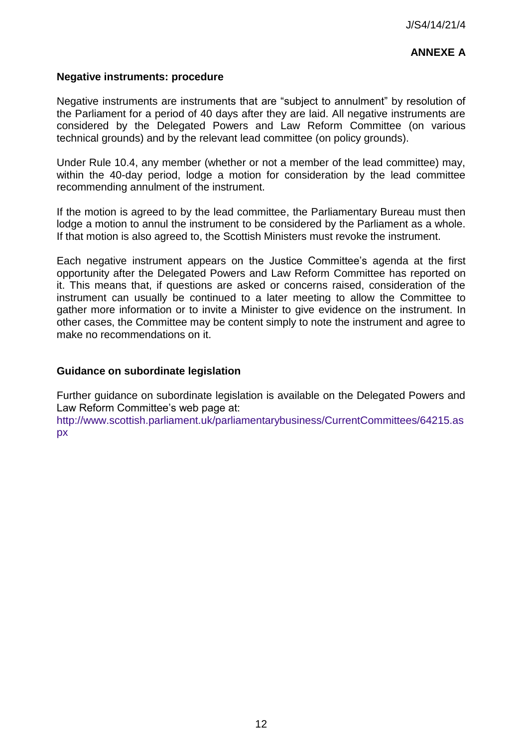**ANNEXE A**

**Negative instruments: procedure**

Negative instruments are instruments that are "subject to annulment" by resolution of the Parliament for a period of 40 days after they are laid. All negative instruments are considered by the Delegated Powers and Law Reform Committee (on various technical grounds) and by the relevant lead committee (on policy grounds).

Under Rule 10.4, any member (whether or not a member of the lead committee) may, within the 40-day period, lodge a motion for consideration by the lead committee recommending annulment of the instrument.

If the motion is agreed to by the lead committee, the Parliamentary Bureau must then lodge a motion to annul the instrument to be considered by the Parliament as a whole. If that motion is also agreed to, the Scottish Ministers must revoke the instrument.

Each negative instrument appears on the Justice Committee's agenda at the first opportunity after the Delegated Powers and Law Reform Committee has reported on it. This means that, if questions are asked or concerns raised, consideration of the instrument can usually be continued to a later meeting to allow the Committee to gather more information or to invite a Minister to give evidence on the instrument. In other cases, the Committee may be content simply to note the instrument and agree to make no recommendations on it.

**Guidance on subordinate legislation**

Further guidance on subordinate legislation is available on the Delegated Powers and Law Reform Committee's web page at:
http://www.scottish.parliament.uk/parliamentarybusiness/CurrentCommittees/64215.aspx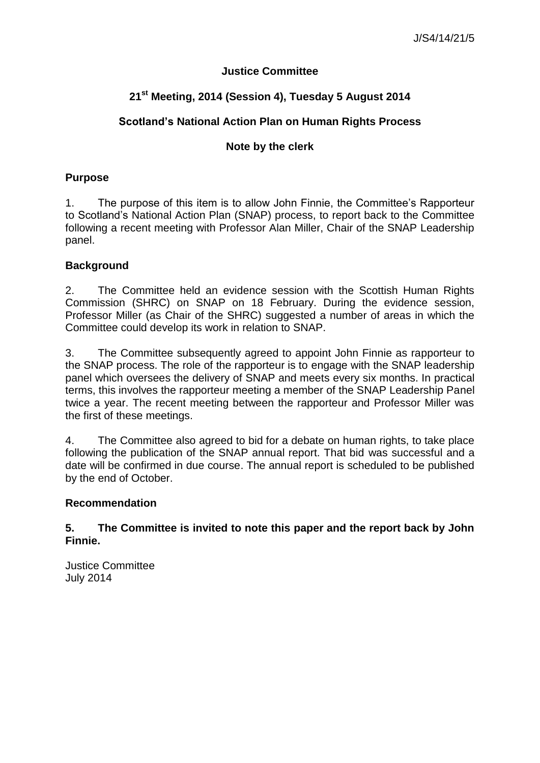J/S4/14/21/5

**Justice Committee**

**21st Meeting, 2014 (Session 4), Tuesday 5 August 2014**

**Scotland's National Action Plan on Human Rights Process**

**Note by the clerk**

## Purpose

1. The purpose of this item is to allow John Finnie, the Committee's Rapporteur to Scotland's National Action Plan (SNAP) process, to report back to the Committee following a recent meeting with Professor Alan Miller, Chair of the SNAP Leadership panel.

## Background

2. The Committee held an evidence session with the Scottish Human Rights Commission (SHRC) on SNAP on 18 February. During the evidence session, Professor Miller (as Chair of the SHRC) suggested a number of areas in which the Committee could develop its work in relation to SNAP.

3. The Committee subsequently agreed to appoint John Finnie as rapporteur to the SNAP process. The role of the rapporteur is to engage with the SNAP leadership panel which oversees the delivery of SNAP and meets every six months. In practical terms, this involves the rapporteur meeting a member of the SNAP Leadership Panel twice a year. The recent meeting between the rapporteur and Professor Miller was the first of these meetings.

4. The Committee also agreed to bid for a debate on human rights, to take place following the publication of the SNAP annual report. That bid was successful and a date will be confirmed in due course. The annual report is scheduled to be published by the end of October.

## Recommendation

**5. The Committee is invited to note this paper and the report back by John Finnie.**

Justice Committee
July 2014